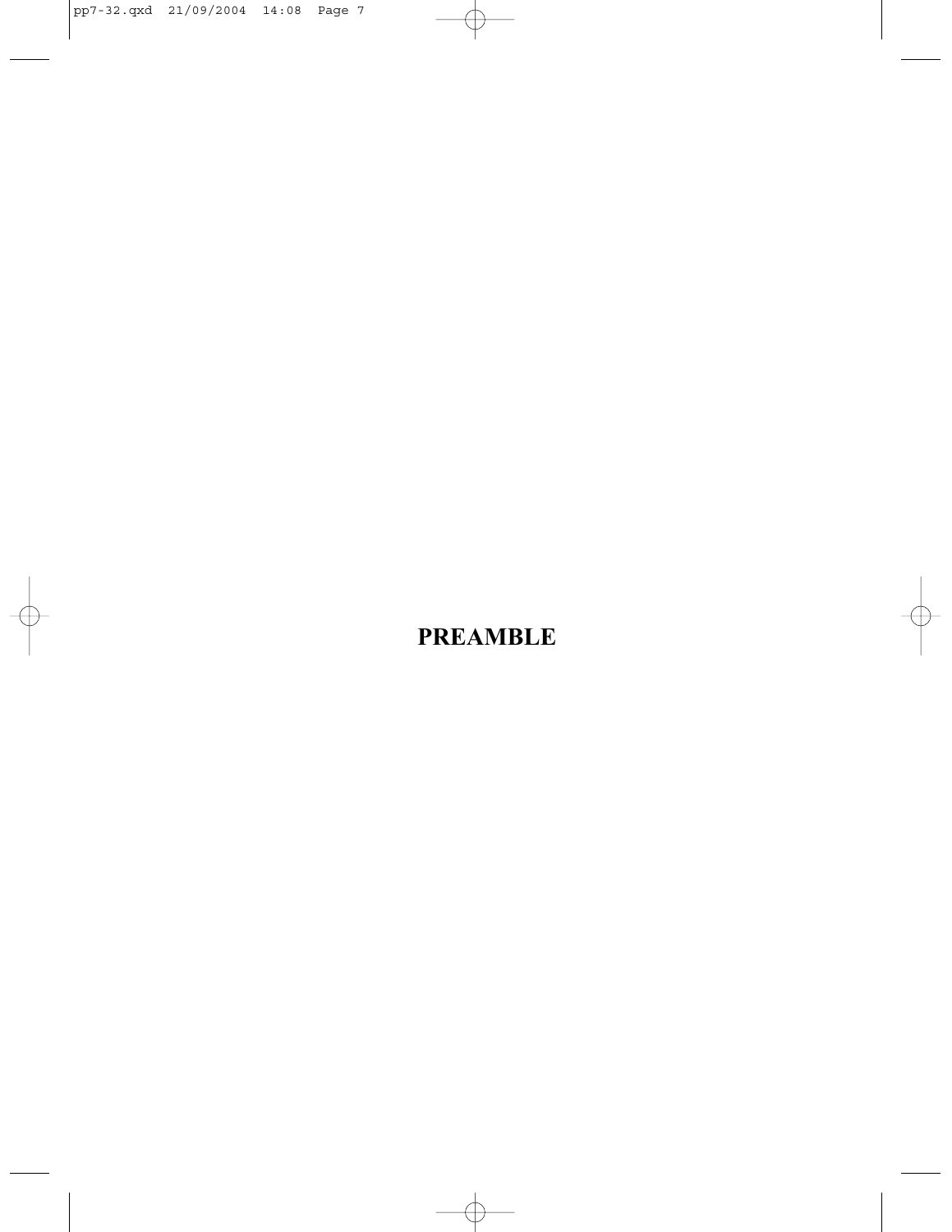# PREAMBLE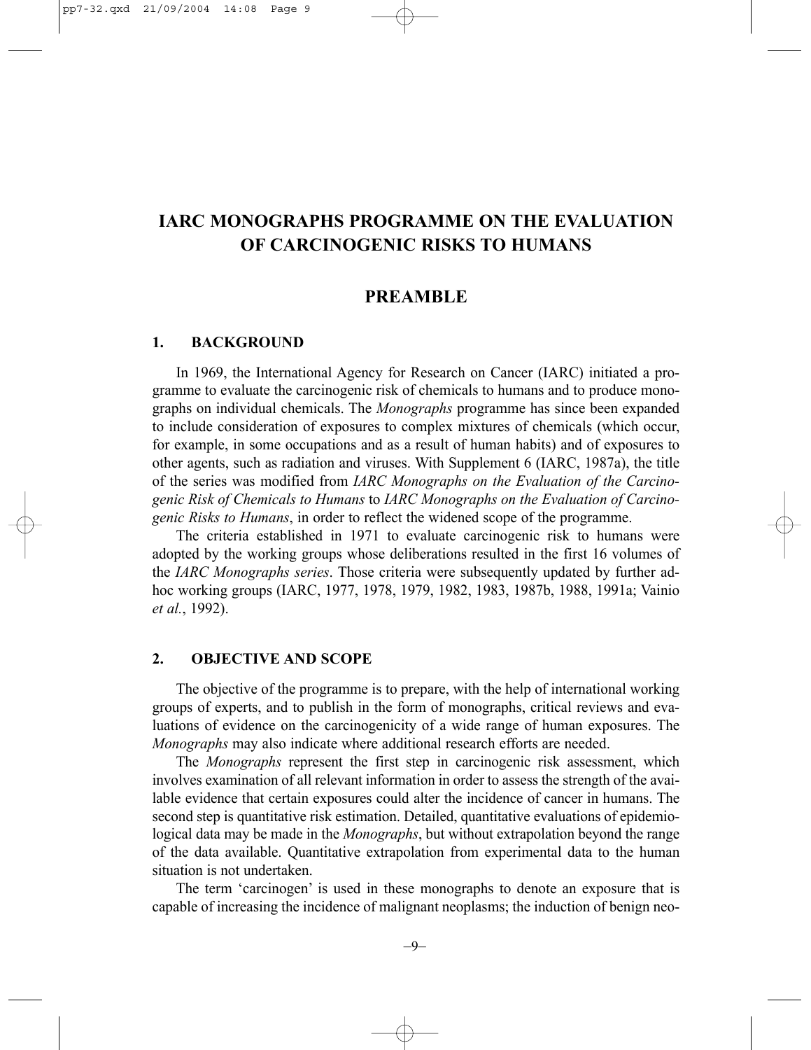# IARC MONOGRAPHS PROGRAMME ON THE EVALUATION OF CARCINOGENIC RISKS TO HUMANS

## PREAMBLE

### 1. BACKGROUND

In 1969, the International Agency for Research on Cancer (IARC) initiated a programme to evaluate the carcinogenic risk of chemicals to humans and to produce monographs on individual chemicals. The *Monographs* programme has since been expanded to include consideration of exposures to complex mixtures of chemicals (which occur, for example, in some occupations and as a result of human habits) and of exposures to other agents, such as radiation and viruses. With Supplement 6 (IARC, 1987a), the title of the series was modified from *IARC Monographs on the Evaluation of the Carcinogenic Risk of Chemicals to Humans* to *IARC Monographs on the Evaluation of Carcinogenic Risks to Humans*, in order to reflect the widened scope of the programme.

The criteria established in 1971 to evaluate carcinogenic risk to humans were adopted by the working groups whose deliberations resulted in the first 16 volumes of the *IARC Monographs series*. Those criteria were subsequently updated by further adhoc working groups (IARC, 1977, 1978, 1979, 1982, 1983, 1987b, 1988, 1991a; Vainio *et al.*, 1992).

### 2. OBJECTIVE AND SCOPE

The objective of the programme is to prepare, with the help of international working groups of experts, and to publish in the form of monographs, critical reviews and evaluations of evidence on the carcinogenicity of a wide range of human exposures. The *Monographs* may also indicate where additional research efforts are needed.

The *Monographs* represent the first step in carcinogenic risk assessment, which involves examination of all relevant information in order to assess the strength of the available evidence that certain exposures could alter the incidence of cancer in humans. The second step is quantitative risk estimation. Detailed, quantitative evaluations of epidemiological data may be made in the *Monographs*, but without extrapolation beyond the range of the data available. Quantitative extrapolation from experimental data to the human situation is not undertaken.

The term 'carcinogen' is used in these monographs to denote an exposure that is capable of increasing the incidence of malignant neoplasms; the induction of benign neo-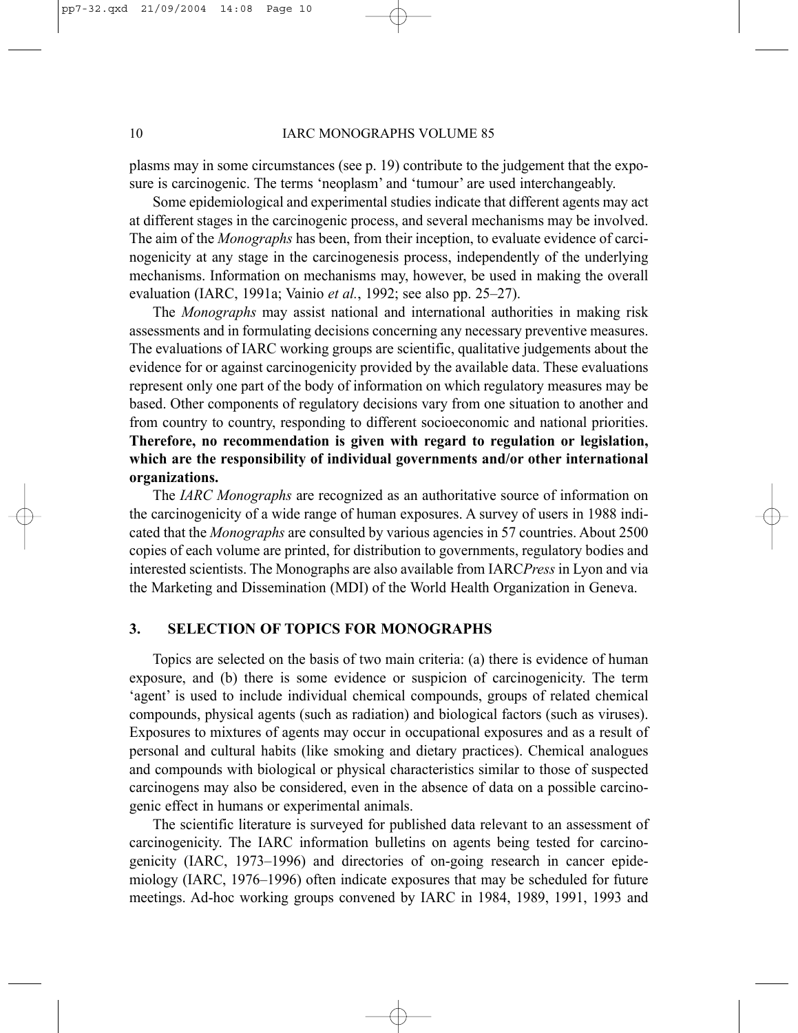plasms may in some circumstances (see p. 19) contribute to the judgement that the exposure is carcinogenic. The terms 'neoplasm' and 'tumour' are used interchangeably.

Some epidemiological and experimental studies indicate that different agents may act at different stages in the carcinogenic process, and several mechanisms may be involved. The aim of the *Monographs* has been, from their inception, to evaluate evidence of carcinogenicity at any stage in the carcinogenesis process, independently of the underlying mechanisms. Information on mechanisms may, however, be used in making the overall evaluation (IARC, 1991a; Vainio *et al.*, 1992; see also pp. 25–27).

The *Monographs* may assist national and international authorities in making risk assessments and in formulating decisions concerning any necessary preventive measures. The evaluations of IARC working groups are scientific, qualitative judgements about the evidence for or against carcinogenicity provided by the available data. These evaluations represent only one part of the body of information on which regulatory measures may be based. Other components of regulatory decisions vary from one situation to another and from country to country, responding to different socioeconomic and national priorities. **Therefore, no recommendation is given with regard to regulation or legislation, which are the responsibility of individual governments and/or other international organizations.**

The *IARC Monographs* are recognized as an authoritative source of information on the carcinogenicity of a wide range of human exposures. A survey of users in 1988 indicated that the *Monographs* are consulted by various agencies in 57 countries. About 2500 copies of each volume are printed, for distribution to governments, regulatory bodies and interested scientists. The Monographs are also available from IARC*Press* in Lyon and via the Marketing and Dissemination (MDI) of the World Health Organization in Geneva.

## 3. SELECTION OF TOPICS FOR MONOGRAPHS

Topics are selected on the basis of two main criteria: (a) there is evidence of human exposure, and (b) there is some evidence or suspicion of carcinogenicity. The term 'agent' is used to include individual chemical compounds, groups of related chemical compounds, physical agents (such as radiation) and biological factors (such as viruses). Exposures to mixtures of agents may occur in occupational exposures and as a result of personal and cultural habits (like smoking and dietary practices). Chemical analogues and compounds with biological or physical characteristics similar to those of suspected carcinogens may also be considered, even in the absence of data on a possible carcinogenic effect in humans or experimental animals.

The scientific literature is surveyed for published data relevant to an assessment of carcinogenicity. The IARC information bulletins on agents being tested for carcinogenicity (IARC, 1973–1996) and directories of on-going research in cancer epidemiology (IARC, 1976–1996) often indicate exposures that may be scheduled for future meetings. Ad-hoc working groups convened by IARC in 1984, 1989, 1991, 1993 and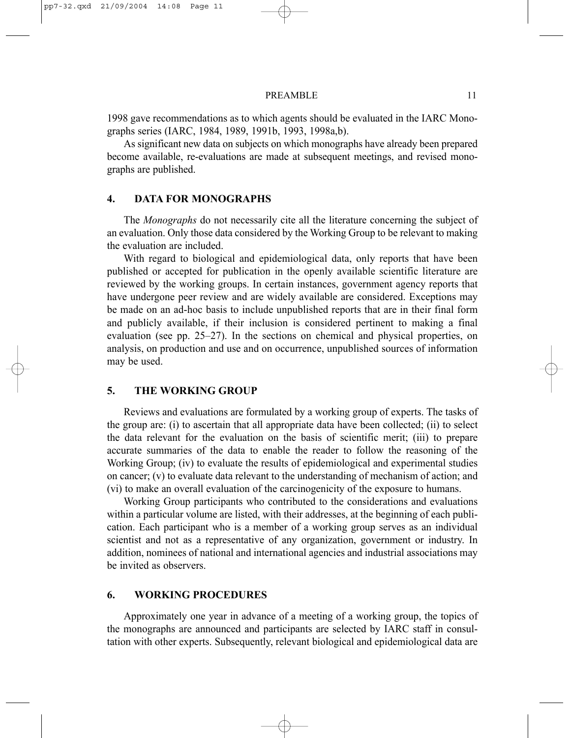1998 gave recommendations as to which agents should be evaluated in the IARC Monographs series (IARC, 1984, 1989, 1991b, 1993, 1998a,b).

As significant new data on subjects on which monographs have already been prepared become available, re-evaluations are made at subsequent meetings, and revised monographs are published.

## 4. DATA FOR MONOGRAPHS

The *Monographs* do not necessarily cite all the literature concerning the subject of an evaluation. Only those data considered by the Working Group to be relevant to making the evaluation are included.

With regard to biological and epidemiological data, only reports that have been published or accepted for publication in the openly available scientific literature are reviewed by the working groups. In certain instances, government agency reports that have undergone peer review and are widely available are considered. Exceptions may be made on an ad-hoc basis to include unpublished reports that are in their final form and publicly available, if their inclusion is considered pertinent to making a final evaluation (see pp. 25–27). In the sections on chemical and physical properties, on analysis, on production and use and on occurrence, unpublished sources of information may be used.

## 5. THE WORKING GROUP

Reviews and evaluations are formulated by a working group of experts. The tasks of the group are: (i) to ascertain that all appropriate data have been collected; (ii) to select the data relevant for the evaluation on the basis of scientific merit; (iii) to prepare accurate summaries of the data to enable the reader to follow the reasoning of the Working Group; (iv) to evaluate the results of epidemiological and experimental studies on cancer; (v) to evaluate data relevant to the understanding of mechanism of action; and (vi) to make an overall evaluation of the carcinogenicity of the exposure to humans.

Working Group participants who contributed to the considerations and evaluations within a particular volume are listed, with their addresses, at the beginning of each publication. Each participant who is a member of a working group serves as an individual scientist and not as a representative of any organization, government or industry. In addition, nominees of national and international agencies and industrial associations may be invited as observers.

## 6. WORKING PROCEDURES

Approximately one year in advance of a meeting of a working group, the topics of the monographs are announced and participants are selected by IARC staff in consultation with other experts. Subsequently, relevant biological and epidemiological data are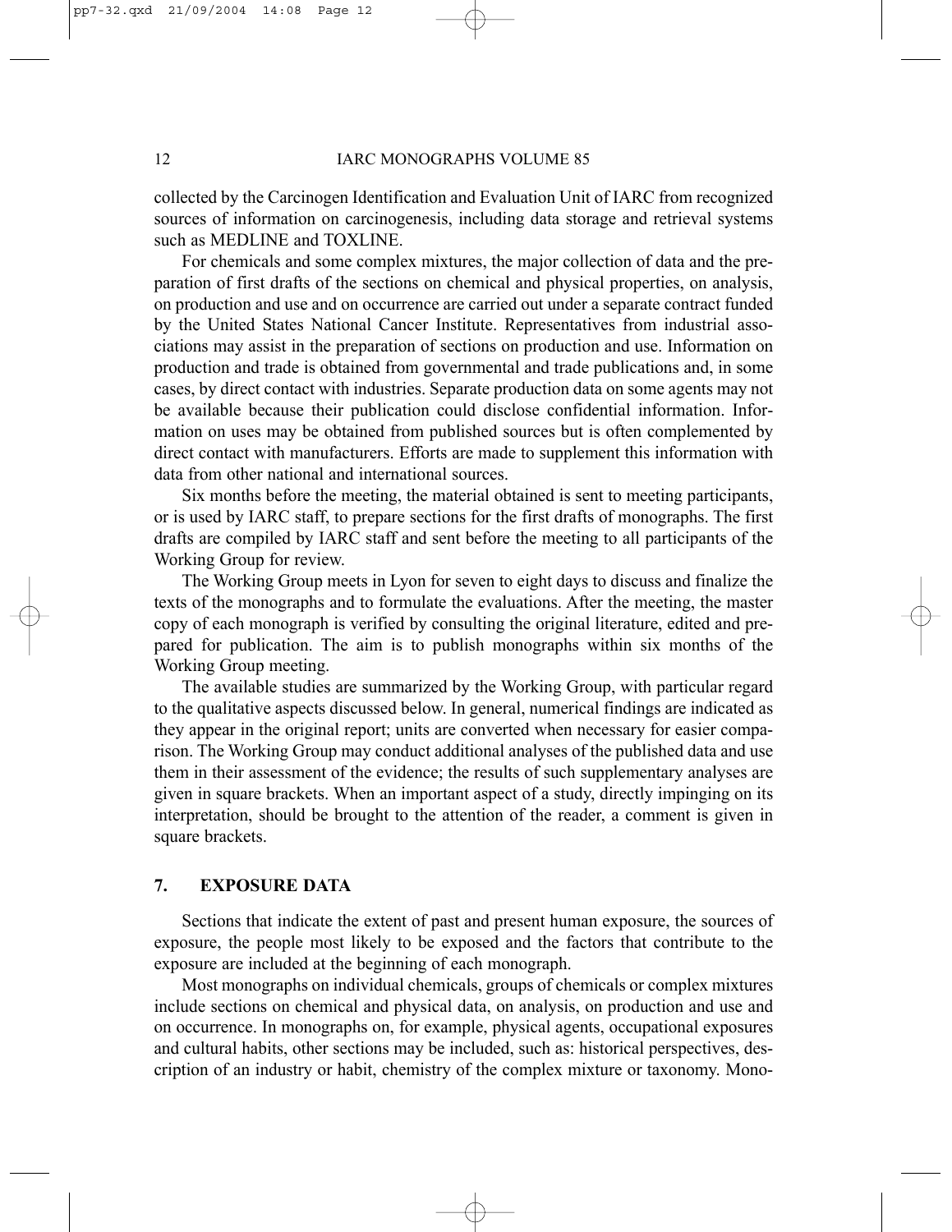collected by the Carcinogen Identification and Evaluation Unit of IARC from recognized sources of information on carcinogenesis, including data storage and retrieval systems such as MEDLINE and TOXLINE.

For chemicals and some complex mixtures, the major collection of data and the preparation of first drafts of the sections on chemical and physical properties, on analysis, on production and use and on occurrence are carried out under a separate contract funded by the United States National Cancer Institute. Representatives from industrial associations may assist in the preparation of sections on production and use. Information on production and trade is obtained from governmental and trade publications and, in some cases, by direct contact with industries. Separate production data on some agents may not be available because their publication could disclose confidential information. Information on uses may be obtained from published sources but is often complemented by direct contact with manufacturers. Efforts are made to supplement this information with data from other national and international sources.

Six months before the meeting, the material obtained is sent to meeting participants, or is used by IARC staff, to prepare sections for the first drafts of monographs. The first drafts are compiled by IARC staff and sent before the meeting to all participants of the Working Group for review.

The Working Group meets in Lyon for seven to eight days to discuss and finalize the texts of the monographs and to formulate the evaluations. After the meeting, the master copy of each monograph is verified by consulting the original literature, edited and prepared for publication. The aim is to publish monographs within six months of the Working Group meeting.

The available studies are summarized by the Working Group, with particular regard to the qualitative aspects discussed below. In general, numerical findings are indicated as they appear in the original report; units are converted when necessary for easier comparison. The Working Group may conduct additional analyses of the published data and use them in their assessment of the evidence; the results of such supplementary analyses are given in square brackets. When an important aspect of a study, directly impinging on its interpretation, should be brought to the attention of the reader, a comment is given in square brackets.

## 7. EXPOSURE DATA

Sections that indicate the extent of past and present human exposure, the sources of exposure, the people most likely to be exposed and the factors that contribute to the exposure are included at the beginning of each monograph.

Most monographs on individual chemicals, groups of chemicals or complex mixtures include sections on chemical and physical data, on analysis, on production and use and on occurrence. In monographs on, for example, physical agents, occupational exposures and cultural habits, other sections may be included, such as: historical perspectives, description of an industry or habit, chemistry of the complex mixture or taxonomy. Mono-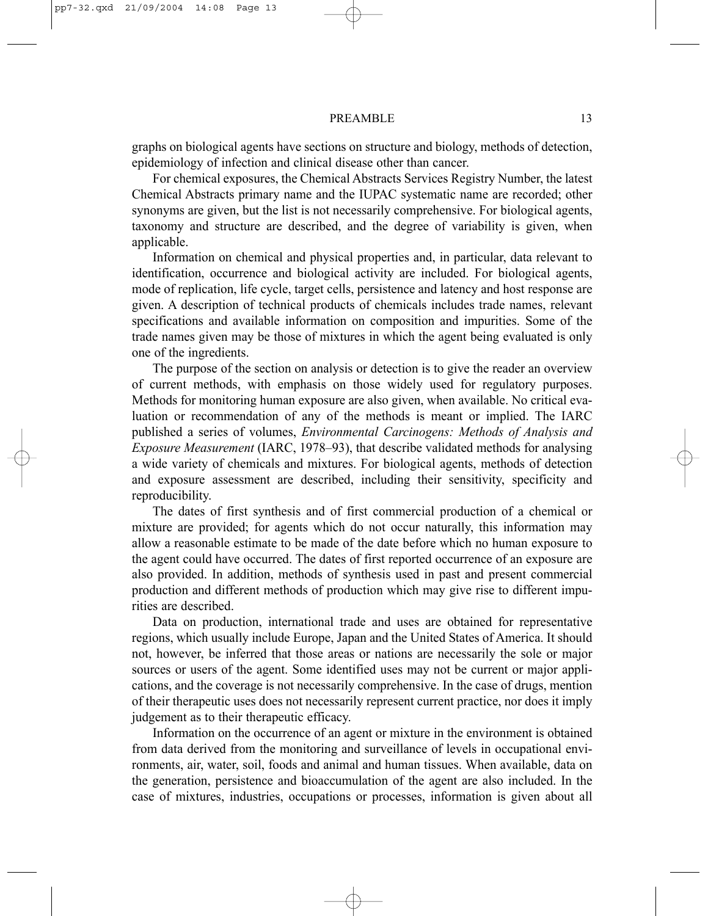graphs on biological agents have sections on structure and biology, methods of detection, epidemiology of infection and clinical disease other than cancer.

For chemical exposures, the Chemical Abstracts Services Registry Number, the latest Chemical Abstracts primary name and the IUPAC systematic name are recorded; other synonyms are given, but the list is not necessarily comprehensive. For biological agents, taxonomy and structure are described, and the degree of variability is given, when applicable.

Information on chemical and physical properties and, in particular, data relevant to identification, occurrence and biological activity are included. For biological agents, mode of replication, life cycle, target cells, persistence and latency and host response are given. A description of technical products of chemicals includes trade names, relevant specifications and available information on composition and impurities. Some of the trade names given may be those of mixtures in which the agent being evaluated is only one of the ingredients.

The purpose of the section on analysis or detection is to give the reader an overview of current methods, with emphasis on those widely used for regulatory purposes. Methods for monitoring human exposure are also given, when available. No critical evaluation or recommendation of any of the methods is meant or implied. The IARC published a series of volumes, *Environmental Carcinogens: Methods of Analysis and Exposure Measurement* (IARC, 1978–93), that describe validated methods for analysing a wide variety of chemicals and mixtures. For biological agents, methods of detection and exposure assessment are described, including their sensitivity, specificity and reproducibility.

The dates of first synthesis and of first commercial production of a chemical or mixture are provided; for agents which do not occur naturally, this information may allow a reasonable estimate to be made of the date before which no human exposure to the agent could have occurred. The dates of first reported occurrence of an exposure are also provided. In addition, methods of synthesis used in past and present commercial production and different methods of production which may give rise to different impurities are described.

Data on production, international trade and uses are obtained for representative regions, which usually include Europe, Japan and the United States of America. It should not, however, be inferred that those areas or nations are necessarily the sole or major sources or users of the agent. Some identified uses may not be current or major applications, and the coverage is not necessarily comprehensive. In the case of drugs, mention of their therapeutic uses does not necessarily represent current practice, nor does it imply judgement as to their therapeutic efficacy.

Information on the occurrence of an agent or mixture in the environment is obtained from data derived from the monitoring and surveillance of levels in occupational environments, air, water, soil, foods and animal and human tissues. When available, data on the generation, persistence and bioaccumulation of the agent are also included. In the case of mixtures, industries, occupations or processes, information is given about all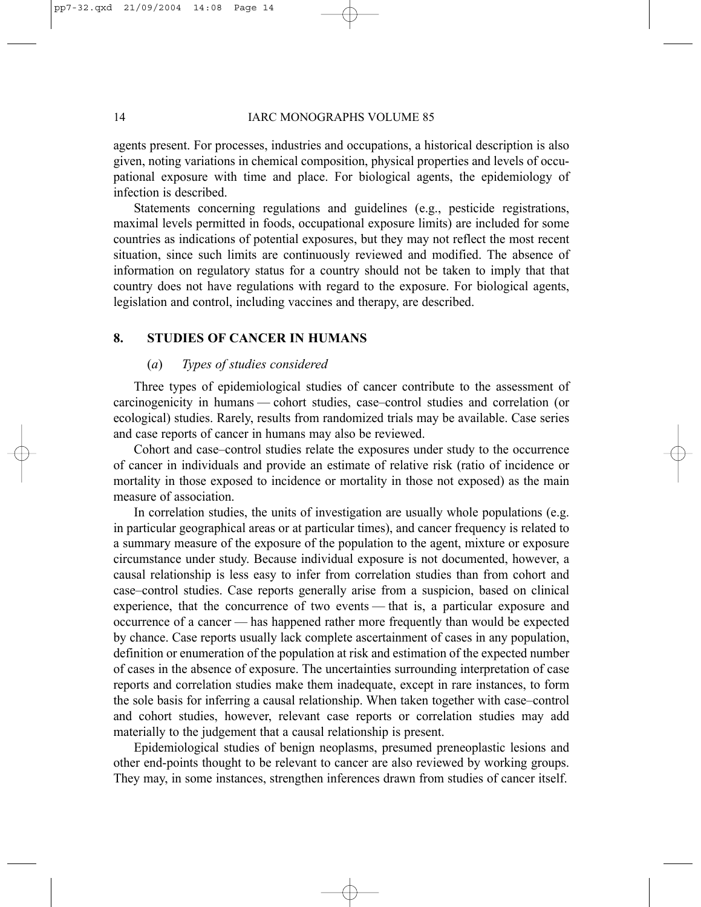agents present. For processes, industries and occupations, a historical description is also given, noting variations in chemical composition, physical properties and levels of occupational exposure with time and place. For biological agents, the epidemiology of infection is described.

Statements concerning regulations and guidelines (e.g., pesticide registrations, maximal levels permitted in foods, occupational exposure limits) are included for some countries as indications of potential exposures, but they may not reflect the most recent situation, since such limits are continuously reviewed and modified. The absence of information on regulatory status for a country should not be taken to imply that that country does not have regulations with regard to the exposure. For biological agents, legislation and control, including vaccines and therapy, are described.

## 8. STUDIES OF CANCER IN HUMANS

### (*a*) *Types of studies considered*

Three types of epidemiological studies of cancer contribute to the assessment of carcinogenicity in humans — cohort studies, case–control studies and correlation (or ecological) studies. Rarely, results from randomized trials may be available. Case series and case reports of cancer in humans may also be reviewed.

Cohort and case–control studies relate the exposures under study to the occurrence of cancer in individuals and provide an estimate of relative risk (ratio of incidence or mortality in those exposed to incidence or mortality in those not exposed) as the main measure of association.

In correlation studies, the units of investigation are usually whole populations (e.g. in particular geographical areas or at particular times), and cancer frequency is related to a summary measure of the exposure of the population to the agent, mixture or exposure circumstance under study. Because individual exposure is not documented, however, a causal relationship is less easy to infer from correlation studies than from cohort and case–control studies. Case reports generally arise from a suspicion, based on clinical experience, that the concurrence of two events — that is, a particular exposure and occurrence of a cancer — has happened rather more frequently than would be expected by chance. Case reports usually lack complete ascertainment of cases in any population, definition or enumeration of the population at risk and estimation of the expected number of cases in the absence of exposure. The uncertainties surrounding interpretation of case reports and correlation studies make them inadequate, except in rare instances, to form the sole basis for inferring a causal relationship. When taken together with case–control and cohort studies, however, relevant case reports or correlation studies may add materially to the judgement that a causal relationship is present.

Epidemiological studies of benign neoplasms, presumed preneoplastic lesions and other end-points thought to be relevant to cancer are also reviewed by working groups. They may, in some instances, strengthen inferences drawn from studies of cancer itself.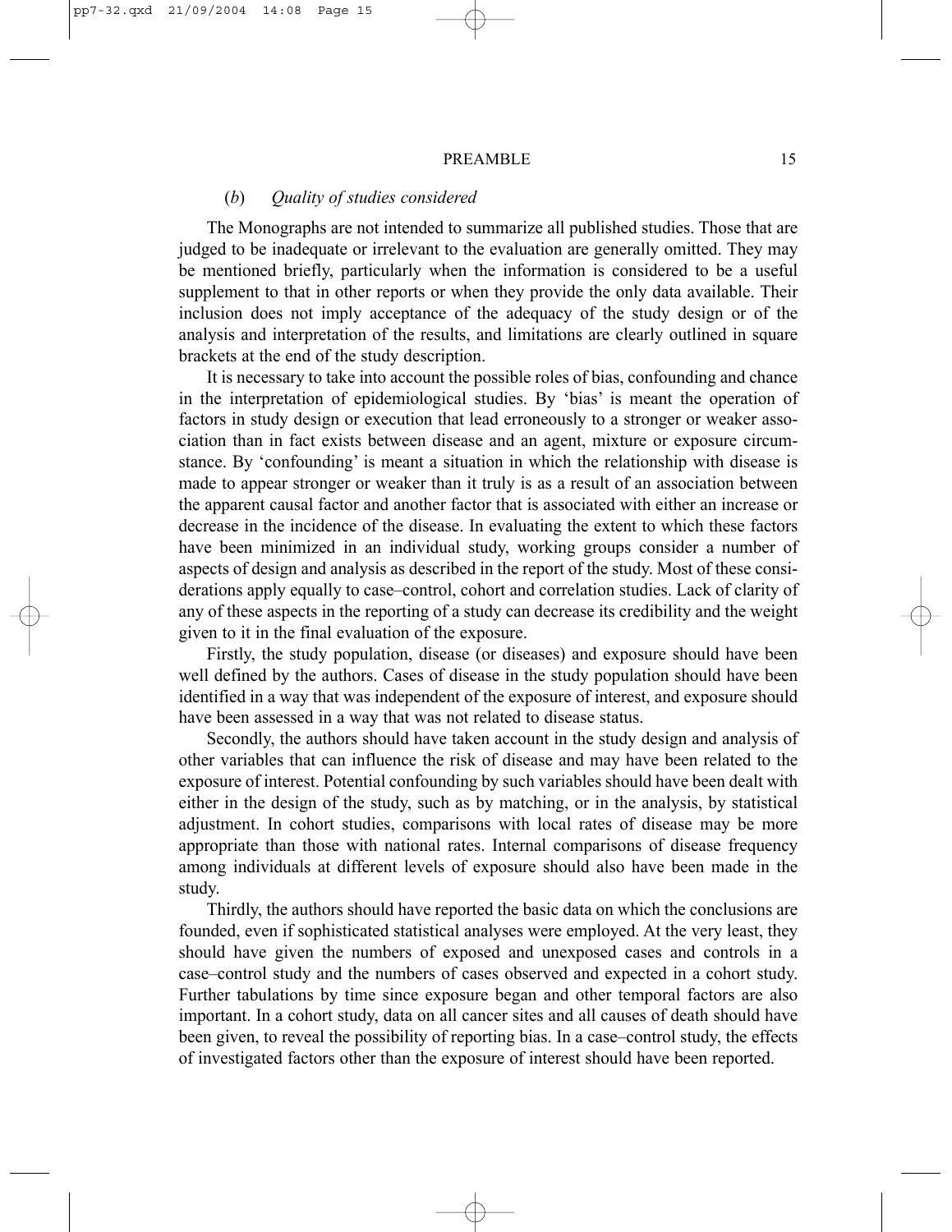### (*b*) *Quality of studies considered*

The Monographs are not intended to summarize all published studies. Those that are judged to be inadequate or irrelevant to the evaluation are generally omitted. They may be mentioned briefly, particularly when the information is considered to be a useful supplement to that in other reports or when they provide the only data available. Their inclusion does not imply acceptance of the adequacy of the study design or of the analysis and interpretation of the results, and limitations are clearly outlined in square brackets at the end of the study description.

It is necessary to take into account the possible roles of bias, confounding and chance in the interpretation of epidemiological studies. By 'bias' is meant the operation of factors in study design or execution that lead erroneously to a stronger or weaker association than in fact exists between disease and an agent, mixture or exposure circumstance. By 'confounding' is meant a situation in which the relationship with disease is made to appear stronger or weaker than it truly is as a result of an association between the apparent causal factor and another factor that is associated with either an increase or decrease in the incidence of the disease. In evaluating the extent to which these factors have been minimized in an individual study, working groups consider a number of aspects of design and analysis as described in the report of the study. Most of these considerations apply equally to case–control, cohort and correlation studies. Lack of clarity of any of these aspects in the reporting of a study can decrease its credibility and the weight given to it in the final evaluation of the exposure.

Firstly, the study population, disease (or diseases) and exposure should have been well defined by the authors. Cases of disease in the study population should have been identified in a way that was independent of the exposure of interest, and exposure should have been assessed in a way that was not related to disease status.

Secondly, the authors should have taken account in the study design and analysis of other variables that can influence the risk of disease and may have been related to the exposure of interest. Potential confounding by such variables should have been dealt with either in the design of the study, such as by matching, or in the analysis, by statistical adjustment. In cohort studies, comparisons with local rates of disease may be more appropriate than those with national rates. Internal comparisons of disease frequency among individuals at different levels of exposure should also have been made in the study.

Thirdly, the authors should have reported the basic data on which the conclusions are founded, even if sophisticated statistical analyses were employed. At the very least, they should have given the numbers of exposed and unexposed cases and controls in a case–control study and the numbers of cases observed and expected in a cohort study. Further tabulations by time since exposure began and other temporal factors are also important. In a cohort study, data on all cancer sites and all causes of death should have been given, to reveal the possibility of reporting bias. In a case–control study, the effects of investigated factors other than the exposure of interest should have been reported.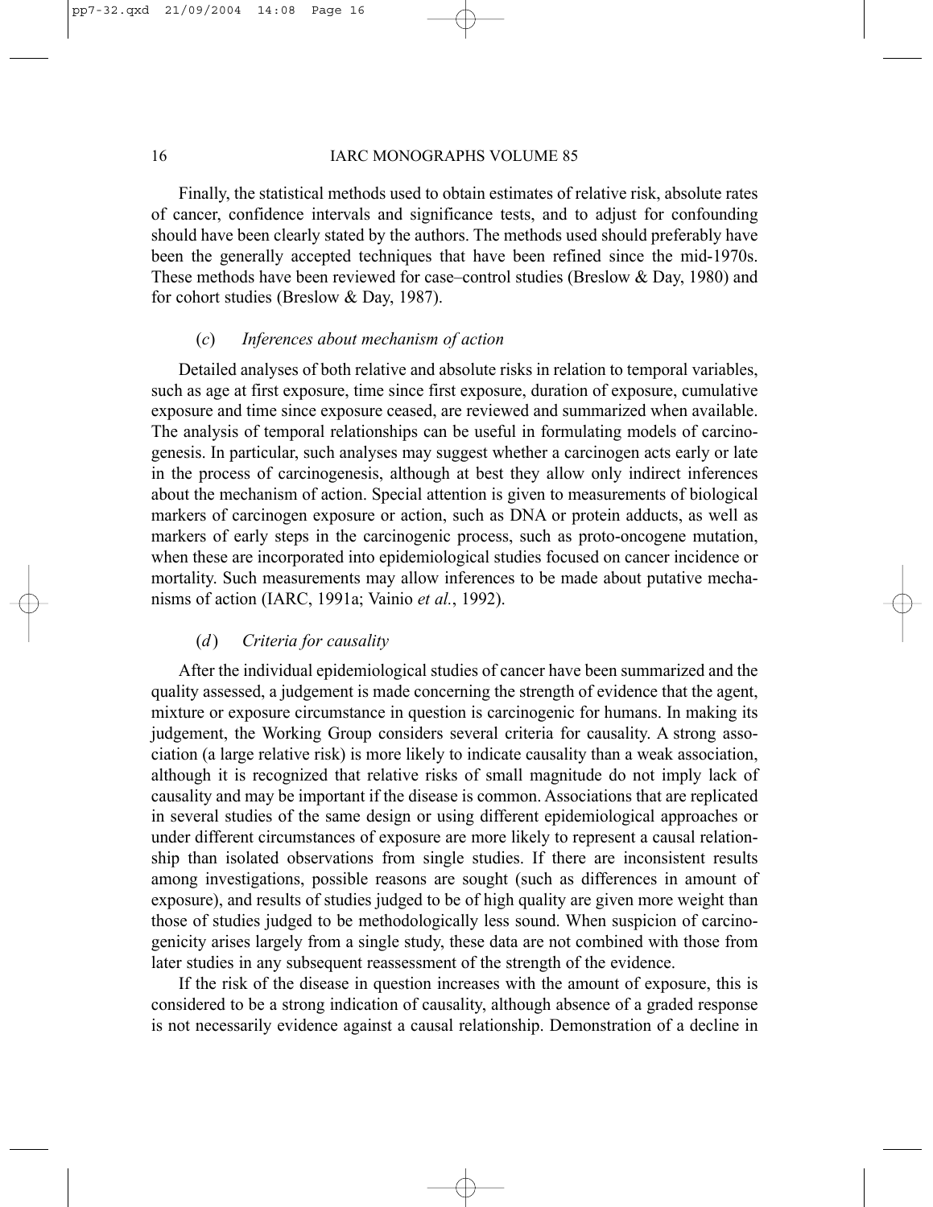Finally, the statistical methods used to obtain estimates of relative risk, absolute rates of cancer, confidence intervals and significance tests, and to adjust for confounding should have been clearly stated by the authors. The methods used should preferably have been the generally accepted techniques that have been refined since the mid-1970s. These methods have been reviewed for case–control studies (Breslow & Day, 1980) and for cohort studies (Breslow & Day, 1987).

### (*c*) *Inferences about mechanism of action*

Detailed analyses of both relative and absolute risks in relation to temporal variables, such as age at first exposure, time since first exposure, duration of exposure, cumulative exposure and time since exposure ceased, are reviewed and summarized when available. The analysis of temporal relationships can be useful in formulating models of carcinogenesis. In particular, such analyses may suggest whether a carcinogen acts early or late in the process of carcinogenesis, although at best they allow only indirect inferences about the mechanism of action. Special attention is given to measurements of biological markers of carcinogen exposure or action, such as DNA or protein adducts, as well as markers of early steps in the carcinogenic process, such as proto-oncogene mutation, when these are incorporated into epidemiological studies focused on cancer incidence or mortality. Such measurements may allow inferences to be made about putative mechanisms of action (IARC, 1991a; Vainio *et al.*, 1992).

### (*d*) *Criteria for causality*

After the individual epidemiological studies of cancer have been summarized and the quality assessed, a judgement is made concerning the strength of evidence that the agent, mixture or exposure circumstance in question is carcinogenic for humans. In making its judgement, the Working Group considers several criteria for causality. A strong association (a large relative risk) is more likely to indicate causality than a weak association, although it is recognized that relative risks of small magnitude do not imply lack of causality and may be important if the disease is common. Associations that are replicated in several studies of the same design or using different epidemiological approaches or under different circumstances of exposure are more likely to represent a causal relationship than isolated observations from single studies. If there are inconsistent results among investigations, possible reasons are sought (such as differences in amount of exposure), and results of studies judged to be of high quality are given more weight than those of studies judged to be methodologically less sound. When suspicion of carcinogenicity arises largely from a single study, these data are not combined with those from later studies in any subsequent reassessment of the strength of the evidence.

If the risk of the disease in question increases with the amount of exposure, this is considered to be a strong indication of causality, although absence of a graded response is not necessarily evidence against a causal relationship. Demonstration of a decline in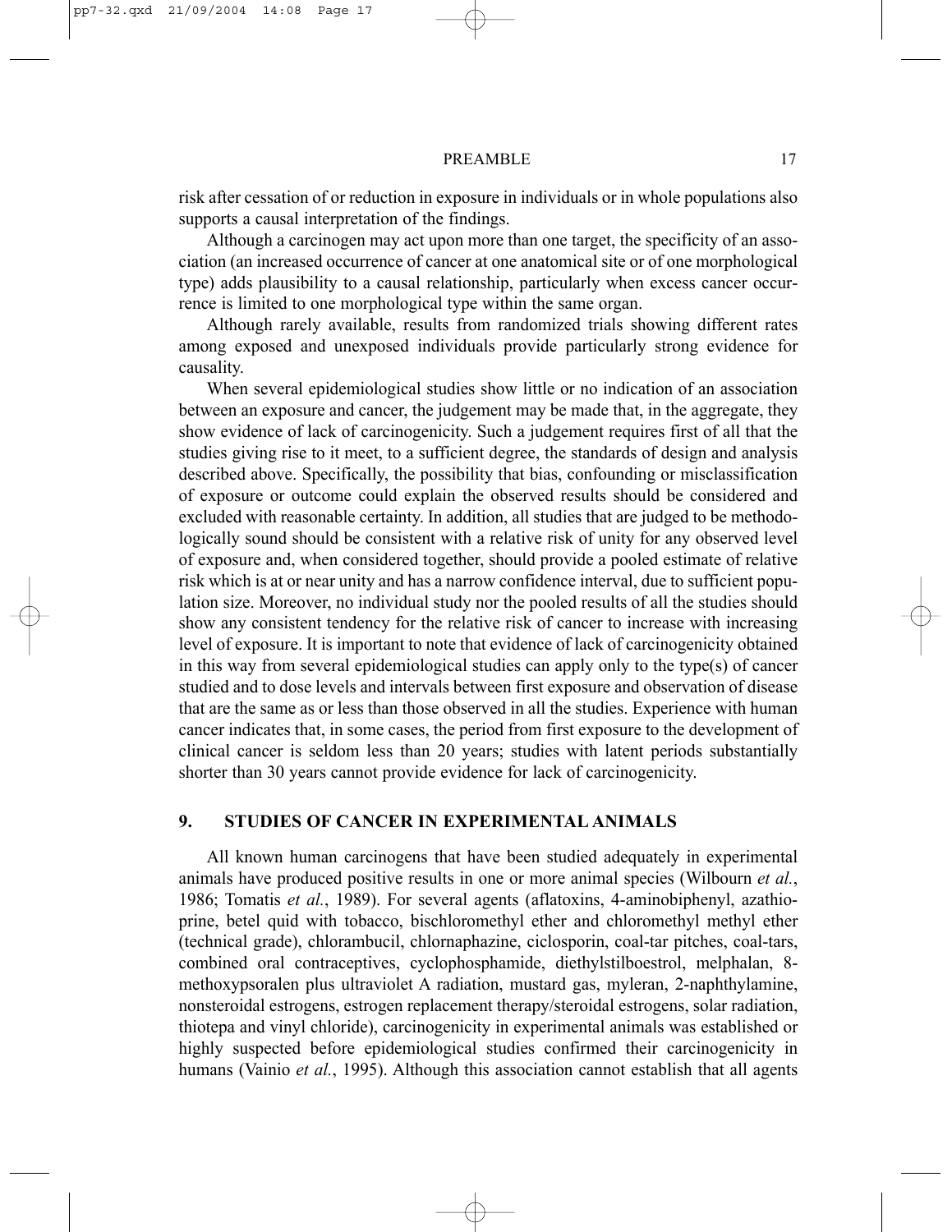risk after cessation of or reduction in exposure in individuals or in whole populations also supports a causal interpretation of the findings.

Although a carcinogen may act upon more than one target, the specificity of an association (an increased occurrence of cancer at one anatomical site or of one morphological type) adds plausibility to a causal relationship, particularly when excess cancer occurrence is limited to one morphological type within the same organ.

Although rarely available, results from randomized trials showing different rates among exposed and unexposed individuals provide particularly strong evidence for causality.

When several epidemiological studies show little or no indication of an association between an exposure and cancer, the judgement may be made that, in the aggregate, they show evidence of lack of carcinogenicity. Such a judgement requires first of all that the studies giving rise to it meet, to a sufficient degree, the standards of design and analysis described above. Specifically, the possibility that bias, confounding or misclassification of exposure or outcome could explain the observed results should be considered and excluded with reasonable certainty. In addition, all studies that are judged to be methodologically sound should be consistent with a relative risk of unity for any observed level of exposure and, when considered together, should provide a pooled estimate of relative risk which is at or near unity and has a narrow confidence interval, due to sufficient population size. Moreover, no individual study nor the pooled results of all the studies should show any consistent tendency for the relative risk of cancer to increase with increasing level of exposure. It is important to note that evidence of lack of carcinogenicity obtained in this way from several epidemiological studies can apply only to the type(s) of cancer studied and to dose levels and intervals between first exposure and observation of disease that are the same as or less than those observed in all the studies. Experience with human cancer indicates that, in some cases, the period from first exposure to the development of clinical cancer is seldom less than 20 years; studies with latent periods substantially shorter than 30 years cannot provide evidence for lack of carcinogenicity.

## 9. STUDIES OF CANCER IN EXPERIMENTAL ANIMALS

All known human carcinogens that have been studied adequately in experimental animals have produced positive results in one or more animal species (Wilbourn *et al.*, 1986; Tomatis *et al.*, 1989). For several agents (aflatoxins, 4-aminobiphenyl, azathioprine, betel quid with tobacco, bischloromethyl ether and chloromethyl methyl ether (technical grade), chlorambucil, chlornaphazine, ciclosporin, coal-tar pitches, coal-tars, combined oral contraceptives, cyclophosphamide, diethylstilboestrol, melphalan, 8-methoxypsoralen plus ultraviolet A radiation, mustard gas, myleran, 2-naphthylamine, nonsteroidal estrogens, estrogen replacement therapy/steroidal estrogens, solar radiation, thiotepa and vinyl chloride), carcinogenicity in experimental animals was established or highly suspected before epidemiological studies confirmed their carcinogenicity in humans (Vainio *et al.*, 1995). Although this association cannot establish that all agents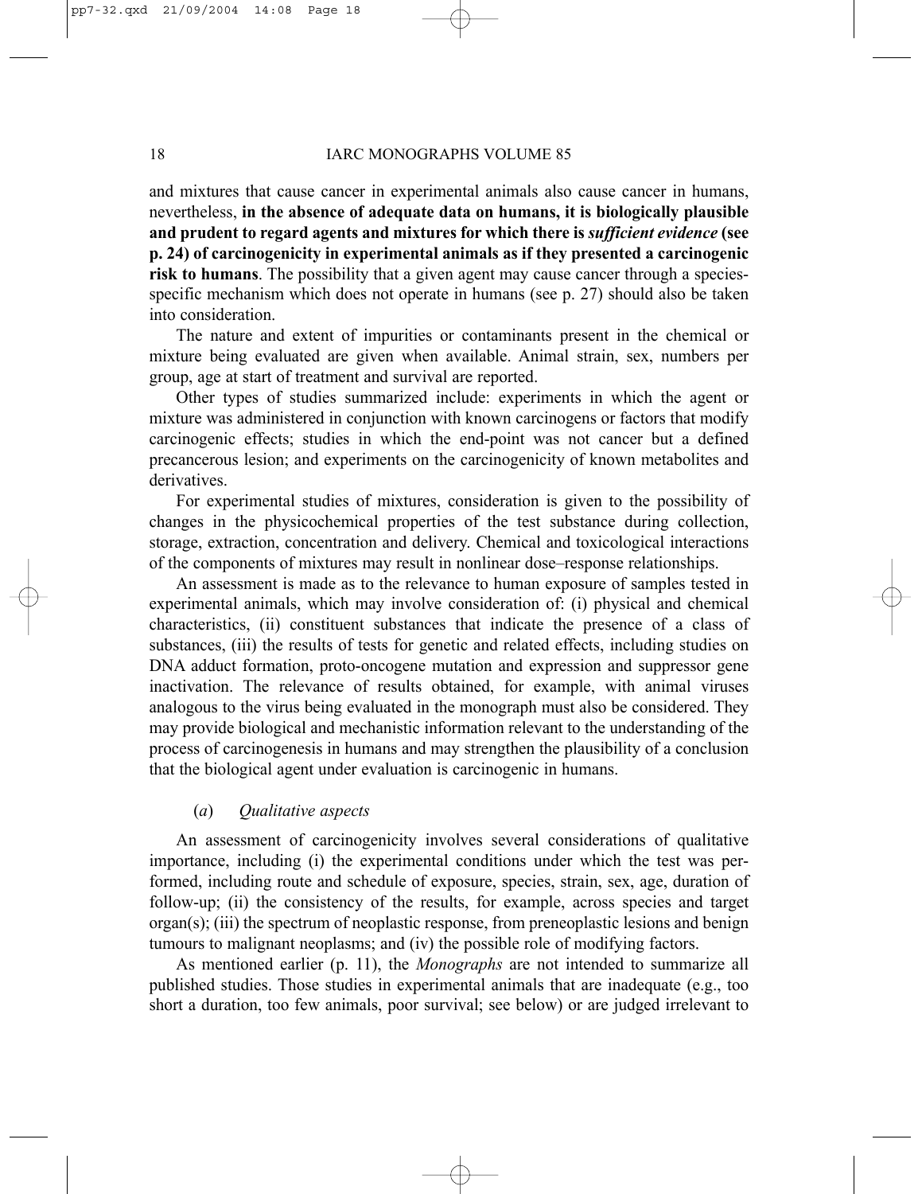and mixtures that cause cancer in experimental animals also cause cancer in humans, nevertheless, **in the absence of adequate data on humans, it is biologically plausible and prudent to regard agents and mixtures for which there is *sufficient evidence* (see p. 24) of carcinogenicity in experimental animals as if they presented a carcinogenic risk to humans**. The possibility that a given agent may cause cancer through a species-specific mechanism which does not operate in humans (see p. 27) should also be taken into consideration.

The nature and extent of impurities or contaminants present in the chemical or mixture being evaluated are given when available. Animal strain, sex, numbers per group, age at start of treatment and survival are reported.

Other types of studies summarized include: experiments in which the agent or mixture was administered in conjunction with known carcinogens or factors that modify carcinogenic effects; studies in which the end-point was not cancer but a defined precancerous lesion; and experiments on the carcinogenicity of known metabolites and derivatives.

For experimental studies of mixtures, consideration is given to the possibility of changes in the physicochemical properties of the test substance during collection, storage, extraction, concentration and delivery. Chemical and toxicological interactions of the components of mixtures may result in nonlinear dose–response relationships.

An assessment is made as to the relevance to human exposure of samples tested in experimental animals, which may involve consideration of: (i) physical and chemical characteristics, (ii) constituent substances that indicate the presence of a class of substances, (iii) the results of tests for genetic and related effects, including studies on DNA adduct formation, proto-oncogene mutation and expression and suppressor gene inactivation. The relevance of results obtained, for example, with animal viruses analogous to the virus being evaluated in the monograph must also be considered. They may provide biological and mechanistic information relevant to the understanding of the process of carcinogenesis in humans and may strengthen the plausibility of a conclusion that the biological agent under evaluation is carcinogenic in humans.

#### (*a*) *Qualitative aspects*

An assessment of carcinogenicity involves several considerations of qualitative importance, including (i) the experimental conditions under which the test was performed, including route and schedule of exposure, species, strain, sex, age, duration of follow-up; (ii) the consistency of the results, for example, across species and target organ(s); (iii) the spectrum of neoplastic response, from preneoplastic lesions and benign tumours to malignant neoplasms; and (iv) the possible role of modifying factors.

As mentioned earlier (p. 11), the *Monographs* are not intended to summarize all published studies. Those studies in experimental animals that are inadequate (e.g., too short a duration, too few animals, poor survival; see below) or are judged irrelevant to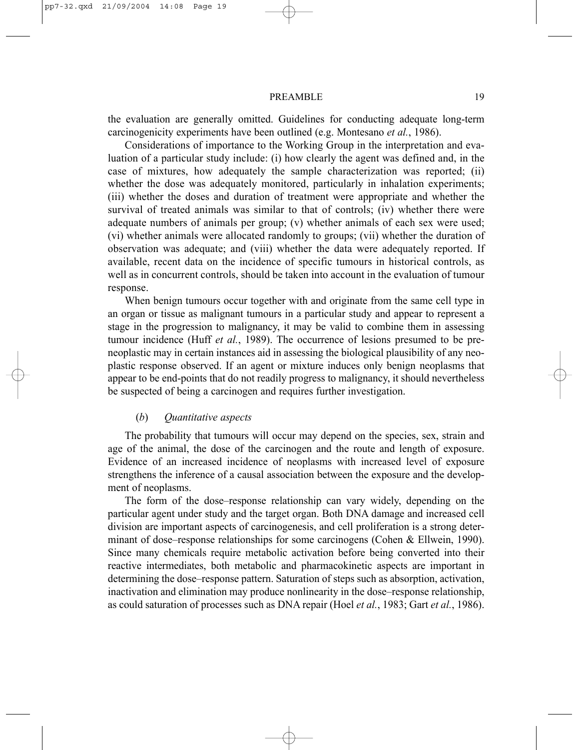the evaluation are generally omitted. Guidelines for conducting adequate long-term carcinogenicity experiments have been outlined (e.g. Montesano *et al.*, 1986).

Considerations of importance to the Working Group in the interpretation and evaluation of a particular study include: (i) how clearly the agent was defined and, in the case of mixtures, how adequately the sample characterization was reported; (ii) whether the dose was adequately monitored, particularly in inhalation experiments; (iii) whether the doses and duration of treatment were appropriate and whether the survival of treated animals was similar to that of controls; (iv) whether there were adequate numbers of animals per group; (v) whether animals of each sex were used; (vi) whether animals were allocated randomly to groups; (vii) whether the duration of observation was adequate; and (viii) whether the data were adequately reported. If available, recent data on the incidence of specific tumours in historical controls, as well as in concurrent controls, should be taken into account in the evaluation of tumour response.

When benign tumours occur together with and originate from the same cell type in an organ or tissue as malignant tumours in a particular study and appear to represent a stage in the progression to malignancy, it may be valid to combine them in assessing tumour incidence (Huff *et al.*, 1989). The occurrence of lesions presumed to be preneoplastic may in certain instances aid in assessing the biological plausibility of any neoplastic response observed. If an agent or mixture induces only benign neoplasms that appear to be end-points that do not readily progress to malignancy, it should nevertheless be suspected of being a carcinogen and requires further investigation.

### (*b*) *Quantitative aspects*

The probability that tumours will occur may depend on the species, sex, strain and age of the animal, the dose of the carcinogen and the route and length of exposure. Evidence of an increased incidence of neoplasms with increased level of exposure strengthens the inference of a causal association between the exposure and the development of neoplasms.

The form of the dose–response relationship can vary widely, depending on the particular agent under study and the target organ. Both DNA damage and increased cell division are important aspects of carcinogenesis, and cell proliferation is a strong determinant of dose–response relationships for some carcinogens (Cohen & Ellwein, 1990). Since many chemicals require metabolic activation before being converted into their reactive intermediates, both metabolic and pharmacokinetic aspects are important in determining the dose–response pattern. Saturation of steps such as absorption, activation, inactivation and elimination may produce nonlinearity in the dose–response relationship, as could saturation of processes such as DNA repair (Hoel *et al.*, 1983; Gart *et al.*, 1986).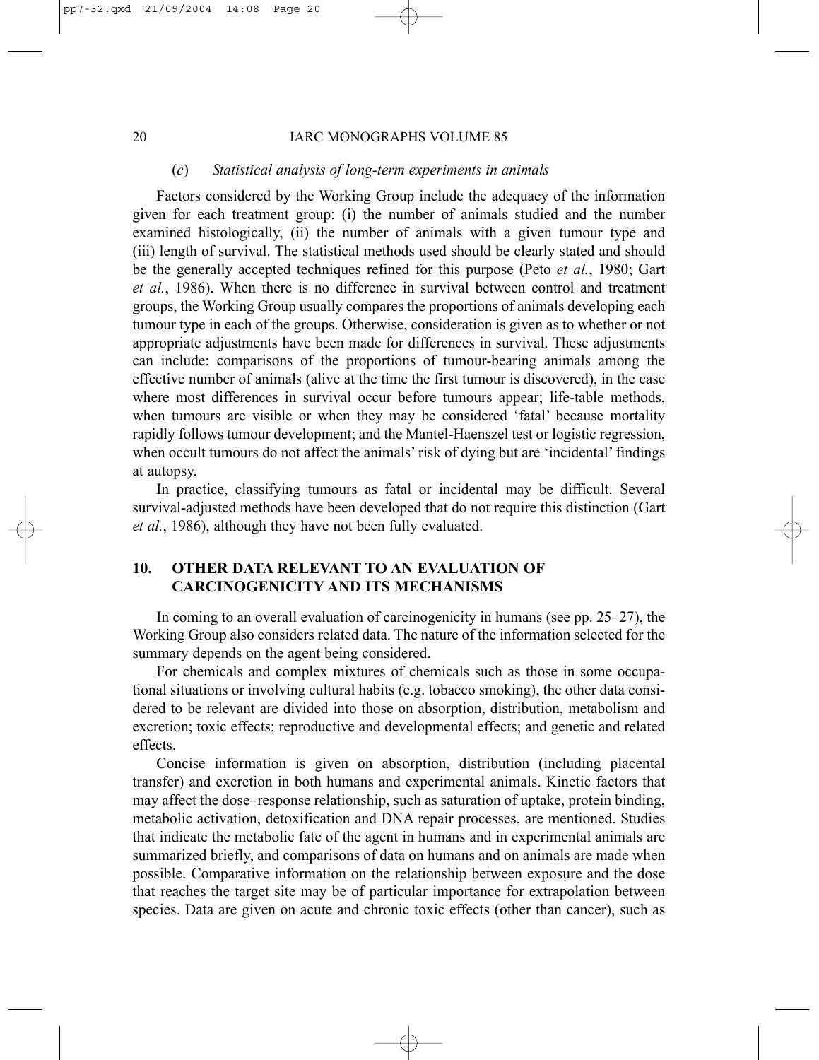### (*c*) *Statistical analysis of long-term experiments in animals*

Factors considered by the Working Group include the adequacy of the information given for each treatment group: (i) the number of animals studied and the number examined histologically, (ii) the number of animals with a given tumour type and (iii) length of survival. The statistical methods used should be clearly stated and should be the generally accepted techniques refined for this purpose (Peto *et al.*, 1980; Gart *et al.*, 1986). When there is no difference in survival between control and treatment groups, the Working Group usually compares the proportions of animals developing each tumour type in each of the groups. Otherwise, consideration is given as to whether or not appropriate adjustments have been made for differences in survival. These adjustments can include: comparisons of the proportions of tumour-bearing animals among the effective number of animals (alive at the time the first tumour is discovered), in the case where most differences in survival occur before tumours appear; life-table methods, when tumours are visible or when they may be considered 'fatal' because mortality rapidly follows tumour development; and the Mantel-Haenszel test or logistic regression, when occult tumours do not affect the animals' risk of dying but are 'incidental' findings at autopsy.

In practice, classifying tumours as fatal or incidental may be difficult. Several survival-adjusted methods have been developed that do not require this distinction (Gart *et al.*, 1986), although they have not been fully evaluated.

## 10. OTHER DATA RELEVANT TO AN EVALUATION OF CARCINOGENICITY AND ITS MECHANISMS

In coming to an overall evaluation of carcinogenicity in humans (see pp. 25–27), the Working Group also considers related data. The nature of the information selected for the summary depends on the agent being considered.

For chemicals and complex mixtures of chemicals such as those in some occupational situations or involving cultural habits (e.g. tobacco smoking), the other data considered to be relevant are divided into those on absorption, distribution, metabolism and excretion; toxic effects; reproductive and developmental effects; and genetic and related effects.

Concise information is given on absorption, distribution (including placental transfer) and excretion in both humans and experimental animals. Kinetic factors that may affect the dose–response relationship, such as saturation of uptake, protein binding, metabolic activation, detoxification and DNA repair processes, are mentioned. Studies that indicate the metabolic fate of the agent in humans and in experimental animals are summarized briefly, and comparisons of data on humans and on animals are made when possible. Comparative information on the relationship between exposure and the dose that reaches the target site may be of particular importance for extrapolation between species. Data are given on acute and chronic toxic effects (other than cancer), such as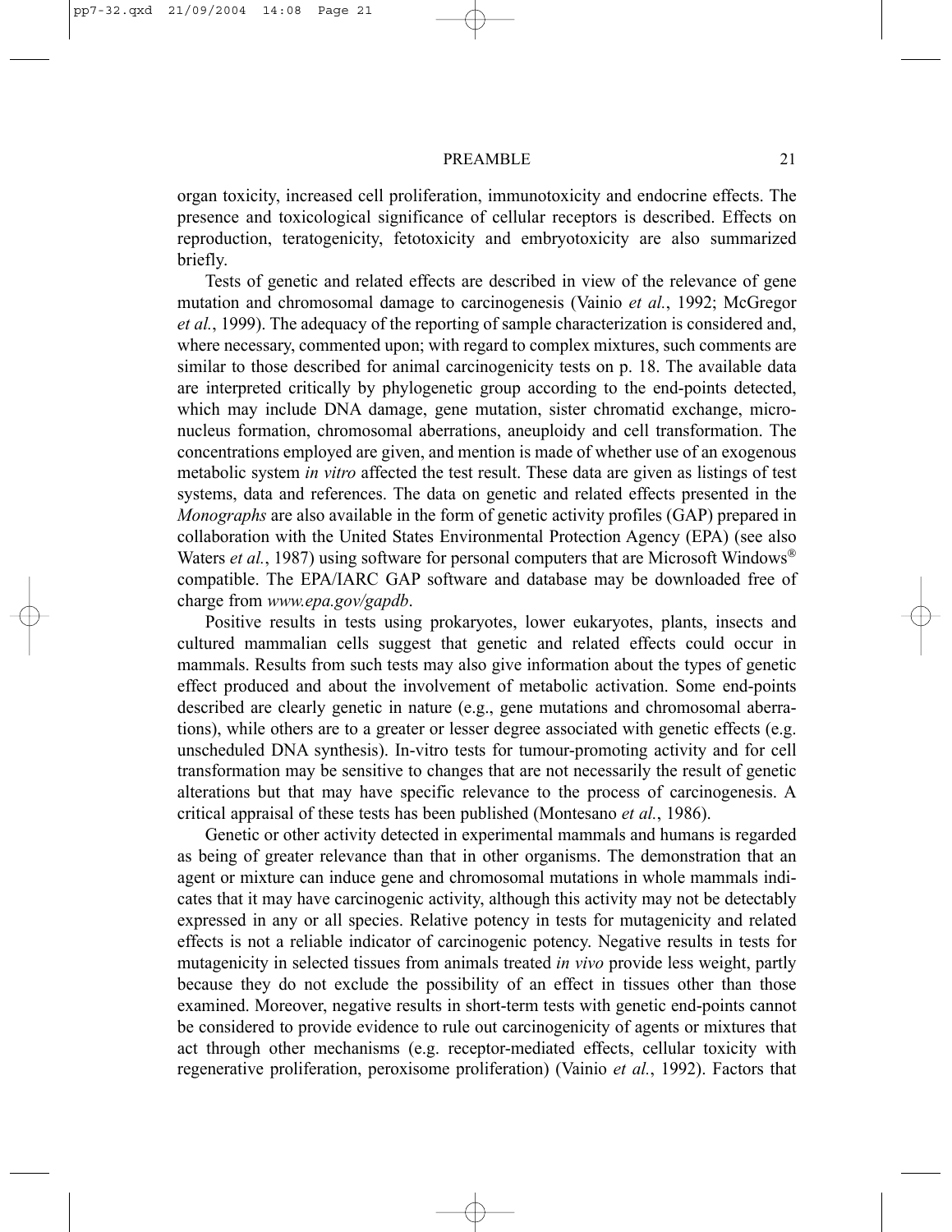organ toxicity, increased cell proliferation, immunotoxicity and endocrine effects. The presence and toxicological significance of cellular receptors is described. Effects on reproduction, teratogenicity, fetotoxicity and embryotoxicity are also summarized briefly.

Tests of genetic and related effects are described in view of the relevance of gene mutation and chromosomal damage to carcinogenesis (Vainio *et al.*, 1992; McGregor *et al.*, 1999). The adequacy of the reporting of sample characterization is considered and, where necessary, commented upon; with regard to complex mixtures, such comments are similar to those described for animal carcinogenicity tests on p. 18. The available data are interpreted critically by phylogenetic group according to the end-points detected, which may include DNA damage, gene mutation, sister chromatid exchange, micronucleus formation, chromosomal aberrations, aneuploidy and cell transformation. The concentrations employed are given, and mention is made of whether use of an exogenous metabolic system *in vitro* affected the test result. These data are given as listings of test systems, data and references. The data on genetic and related effects presented in the *Monographs* are also available in the form of genetic activity profiles (GAP) prepared in collaboration with the United States Environmental Protection Agency (EPA) (see also Waters *et al.*, 1987) using software for personal computers that are Microsoft Windows® compatible. The EPA/IARC GAP software and database may be downloaded free of charge from *www.epa.gov/gapdb*.

Positive results in tests using prokaryotes, lower eukaryotes, plants, insects and cultured mammalian cells suggest that genetic and related effects could occur in mammals. Results from such tests may also give information about the types of genetic effect produced and about the involvement of metabolic activation. Some end-points described are clearly genetic in nature (e.g., gene mutations and chromosomal aberrations), while others are to a greater or lesser degree associated with genetic effects (e.g. unscheduled DNA synthesis). In-vitro tests for tumour-promoting activity and for cell transformation may be sensitive to changes that are not necessarily the result of genetic alterations but that may have specific relevance to the process of carcinogenesis. A critical appraisal of these tests has been published (Montesano *et al.*, 1986).

Genetic or other activity detected in experimental mammals and humans is regarded as being of greater relevance than that in other organisms. The demonstration that an agent or mixture can induce gene and chromosomal mutations in whole mammals indicates that it may have carcinogenic activity, although this activity may not be detectably expressed in any or all species. Relative potency in tests for mutagenicity and related effects is not a reliable indicator of carcinogenic potency. Negative results in tests for mutagenicity in selected tissues from animals treated *in vivo* provide less weight, partly because they do not exclude the possibility of an effect in tissues other than those examined. Moreover, negative results in short-term tests with genetic end-points cannot be considered to provide evidence to rule out carcinogenicity of agents or mixtures that act through other mechanisms (e.g. receptor-mediated effects, cellular toxicity with regenerative proliferation, peroxisome proliferation) (Vainio *et al.*, 1992). Factors that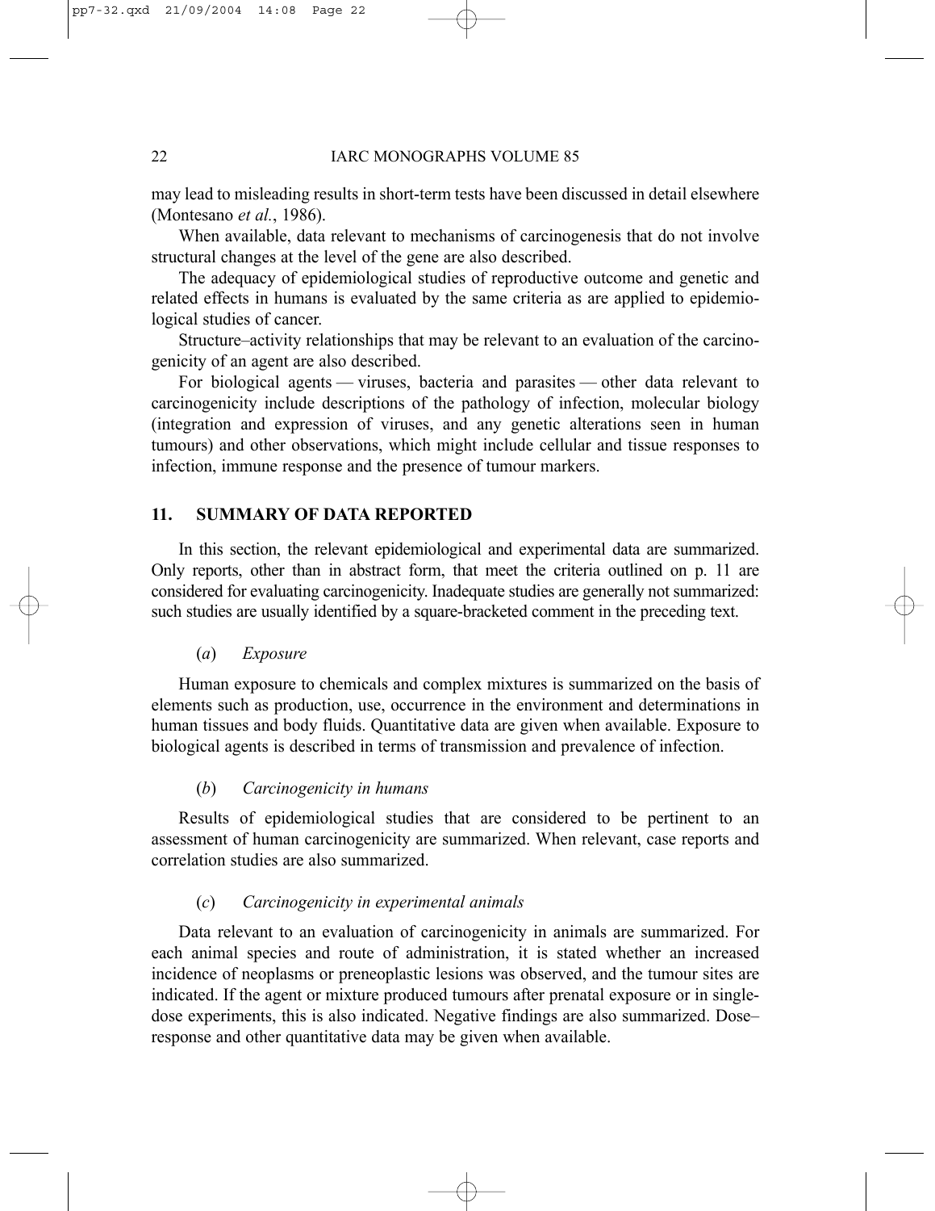may lead to misleading results in short-term tests have been discussed in detail elsewhere (Montesano *et al.*, 1986).

When available, data relevant to mechanisms of carcinogenesis that do not involve structural changes at the level of the gene are also described.

The adequacy of epidemiological studies of reproductive outcome and genetic and related effects in humans is evaluated by the same criteria as are applied to epidemiological studies of cancer.

Structure–activity relationships that may be relevant to an evaluation of the carcinogenicity of an agent are also described.

For biological agents — viruses, bacteria and parasites — other data relevant to carcinogenicity include descriptions of the pathology of infection, molecular biology (integration and expression of viruses, and any genetic alterations seen in human tumours) and other observations, which might include cellular and tissue responses to infection, immune response and the presence of tumour markers.

## 11. SUMMARY OF DATA REPORTED

In this section, the relevant epidemiological and experimental data are summarized. Only reports, other than in abstract form, that meet the criteria outlined on p. 11 are considered for evaluating carcinogenicity. Inadequate studies are generally not summarized: such studies are usually identified by a square-bracketed comment in the preceding text.

### (*a*) *Exposure*

Human exposure to chemicals and complex mixtures is summarized on the basis of elements such as production, use, occurrence in the environment and determinations in human tissues and body fluids. Quantitative data are given when available. Exposure to biological agents is described in terms of transmission and prevalence of infection.

### (*b*) *Carcinogenicity in humans*

Results of epidemiological studies that are considered to be pertinent to an assessment of human carcinogenicity are summarized. When relevant, case reports and correlation studies are also summarized.

### (*c*) *Carcinogenicity in experimental animals*

Data relevant to an evaluation of carcinogenicity in animals are summarized. For each animal species and route of administration, it is stated whether an increased incidence of neoplasms or preneoplastic lesions was observed, and the tumour sites are indicated. If the agent or mixture produced tumours after prenatal exposure or in single-dose experiments, this is also indicated. Negative findings are also summarized. Dose–response and other quantitative data may be given when available.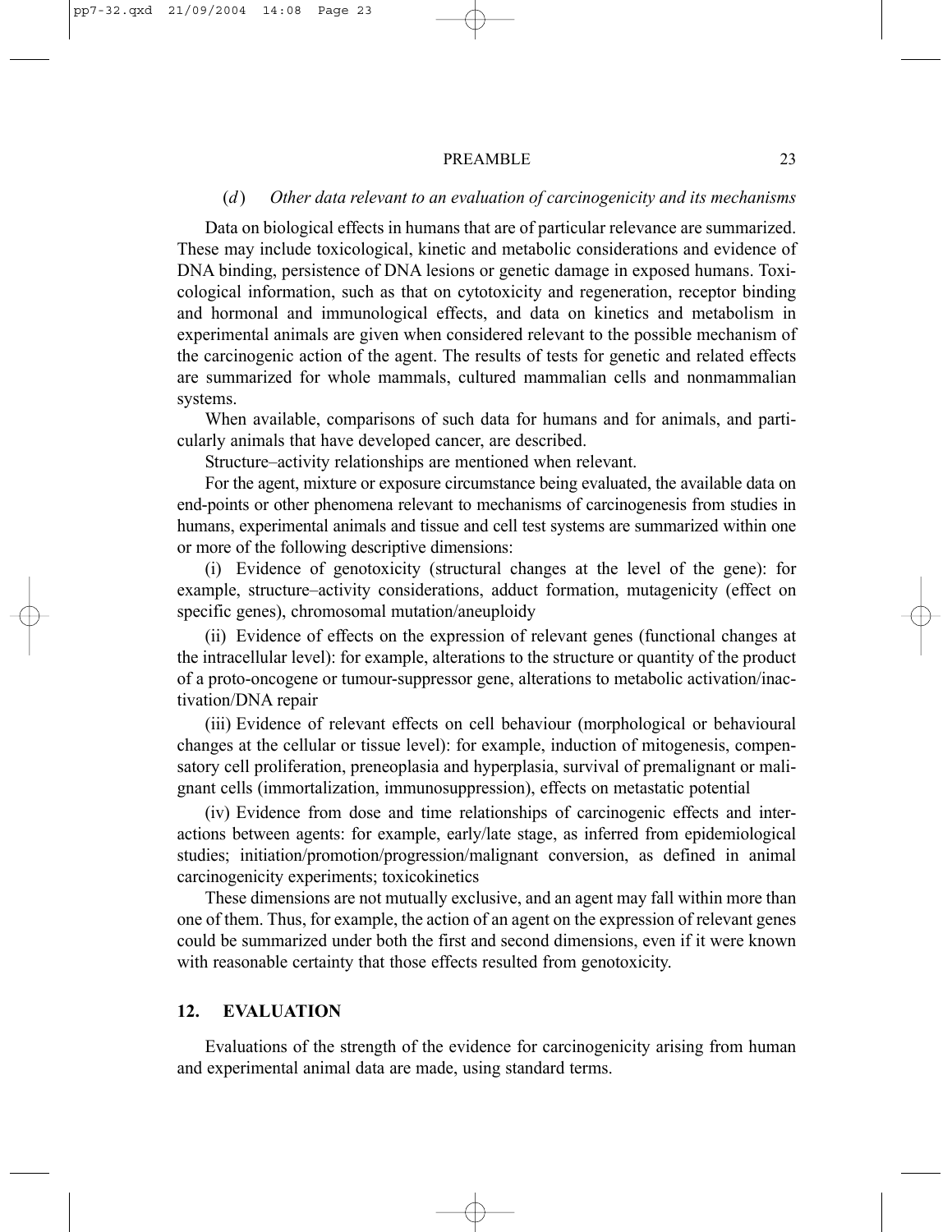### (*d*) *Other data relevant to an evaluation of carcinogenicity and its mechanisms*

Data on biological effects in humans that are of particular relevance are summarized. These may include toxicological, kinetic and metabolic considerations and evidence of DNA binding, persistence of DNA lesions or genetic damage in exposed humans. Toxicological information, such as that on cytotoxicity and regeneration, receptor binding and hormonal and immunological effects, and data on kinetics and metabolism in experimental animals are given when considered relevant to the possible mechanism of the carcinogenic action of the agent. The results of tests for genetic and related effects are summarized for whole mammals, cultured mammalian cells and nonmammalian systems.

When available, comparisons of such data for humans and for animals, and particularly animals that have developed cancer, are described.

Structure–activity relationships are mentioned when relevant.

For the agent, mixture or exposure circumstance being evaluated, the available data on end-points or other phenomena relevant to mechanisms of carcinogenesis from studies in humans, experimental animals and tissue and cell test systems are summarized within one or more of the following descriptive dimensions:

(i) Evidence of genotoxicity (structural changes at the level of the gene): for example, structure–activity considerations, adduct formation, mutagenicity (effect on specific genes), chromosomal mutation/aneuploidy

(ii) Evidence of effects on the expression of relevant genes (functional changes at the intracellular level): for example, alterations to the structure or quantity of the product of a proto-oncogene or tumour-suppressor gene, alterations to metabolic activation/inactivation/DNA repair

(iii) Evidence of relevant effects on cell behaviour (morphological or behavioural changes at the cellular or tissue level): for example, induction of mitogenesis, compensatory cell proliferation, preneoplasia and hyperplasia, survival of premalignant or malignant cells (immortalization, immunosuppression), effects on metastatic potential

(iv) Evidence from dose and time relationships of carcinogenic effects and interactions between agents: for example, early/late stage, as inferred from epidemiological studies; initiation/promotion/progression/malignant conversion, as defined in animal carcinogenicity experiments; toxicokinetics

These dimensions are not mutually exclusive, and an agent may fall within more than one of them. Thus, for example, the action of an agent on the expression of relevant genes could be summarized under both the first and second dimensions, even if it were known with reasonable certainty that those effects resulted from genotoxicity.

## 12. EVALUATION

Evaluations of the strength of the evidence for carcinogenicity arising from human and experimental animal data are made, using standard terms.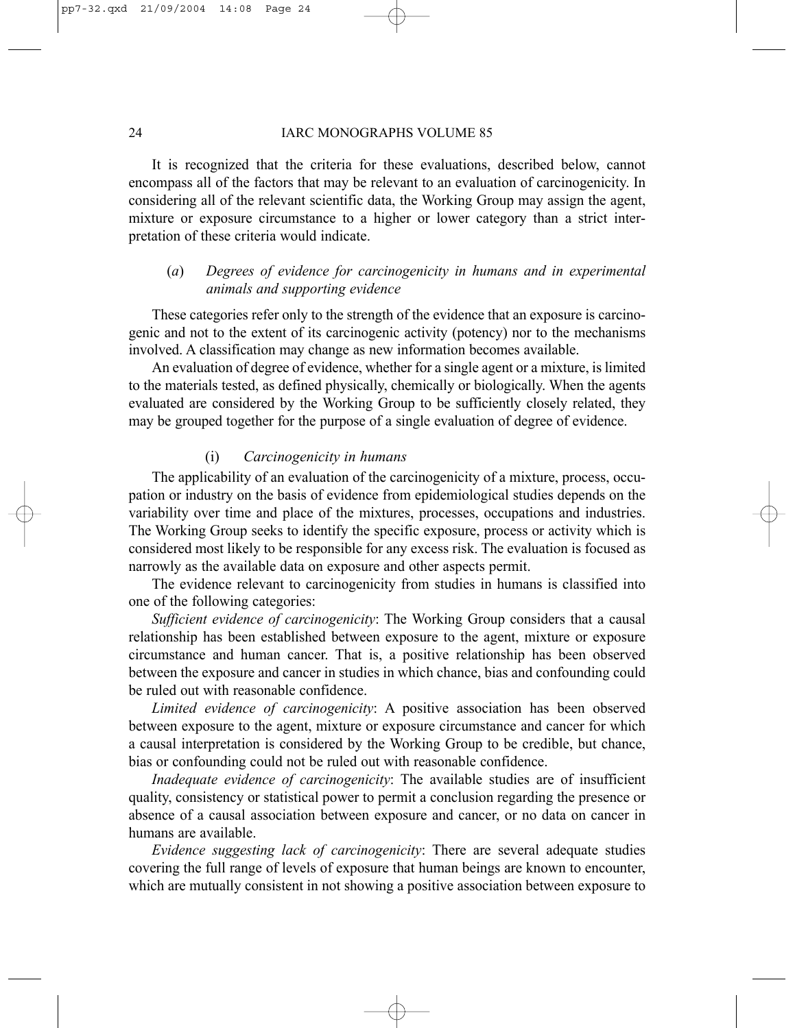It is recognized that the criteria for these evaluations, described below, cannot encompass all of the factors that may be relevant to an evaluation of carcinogenicity. In considering all of the relevant scientific data, the Working Group may assign the agent, mixture or exposure circumstance to a higher or lower category than a strict interpretation of these criteria would indicate.

### (*a*) *Degrees of evidence for carcinogenicity in humans and in experimental animals and supporting evidence*

These categories refer only to the strength of the evidence that an exposure is carcinogenic and not to the extent of its carcinogenic activity (potency) nor to the mechanisms involved. A classification may change as new information becomes available.

An evaluation of degree of evidence, whether for a single agent or a mixture, is limited to the materials tested, as defined physically, chemically or biologically. When the agents evaluated are considered by the Working Group to be sufficiently closely related, they may be grouped together for the purpose of a single evaluation of degree of evidence.

#### (i) *Carcinogenicity in humans*

The applicability of an evaluation of the carcinogenicity of a mixture, process, occupation or industry on the basis of evidence from epidemiological studies depends on the variability over time and place of the mixtures, processes, occupations and industries. The Working Group seeks to identify the specific exposure, process or activity which is considered most likely to be responsible for any excess risk. The evaluation is focused as narrowly as the available data on exposure and other aspects permit.

The evidence relevant to carcinogenicity from studies in humans is classified into one of the following categories:

*Sufficient evidence of carcinogenicity*: The Working Group considers that a causal relationship has been established between exposure to the agent, mixture or exposure circumstance and human cancer. That is, a positive relationship has been observed between the exposure and cancer in studies in which chance, bias and confounding could be ruled out with reasonable confidence.

*Limited evidence of carcinogenicity*: A positive association has been observed between exposure to the agent, mixture or exposure circumstance and cancer for which a causal interpretation is considered by the Working Group to be credible, but chance, bias or confounding could not be ruled out with reasonable confidence.

*Inadequate evidence of carcinogenicity*: The available studies are of insufficient quality, consistency or statistical power to permit a conclusion regarding the presence or absence of a causal association between exposure and cancer, or no data on cancer in humans are available.

*Evidence suggesting lack of carcinogenicity*: There are several adequate studies covering the full range of levels of exposure that human beings are known to encounter, which are mutually consistent in not showing a positive association between exposure to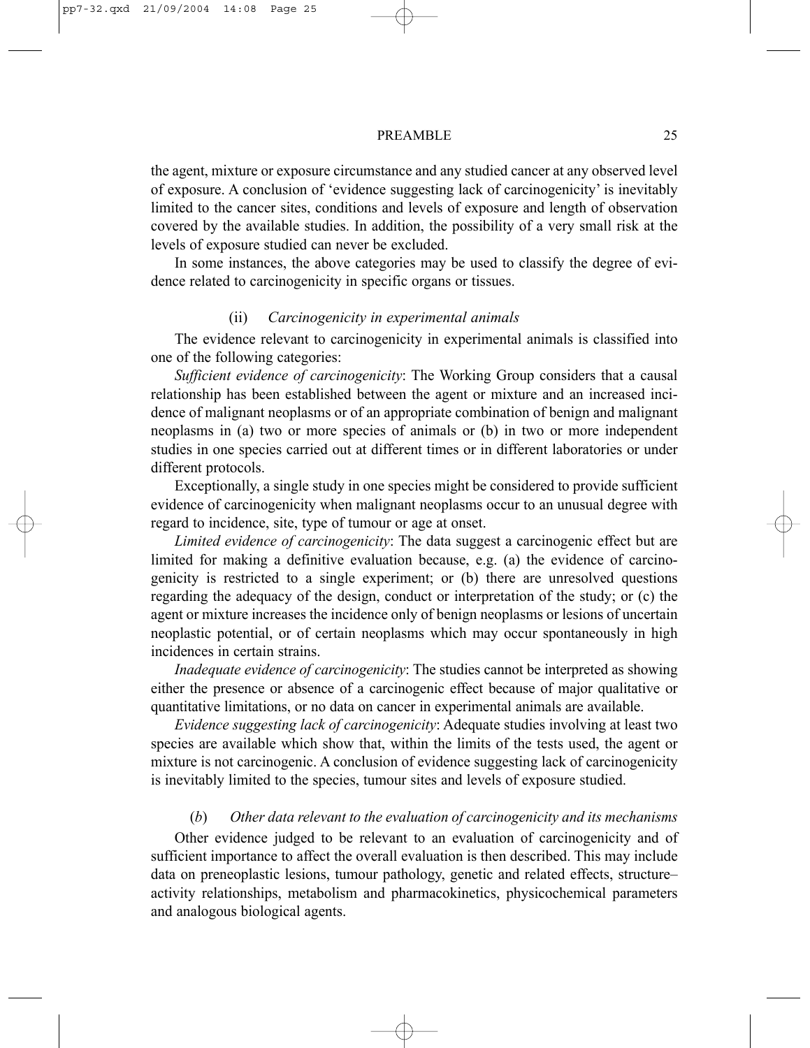the agent, mixture or exposure circumstance and any studied cancer at any observed level of exposure. A conclusion of 'evidence suggesting lack of carcinogenicity' is inevitably limited to the cancer sites, conditions and levels of exposure and length of observation covered by the available studies. In addition, the possibility of a very small risk at the levels of exposure studied can never be excluded.

In some instances, the above categories may be used to classify the degree of evidence related to carcinogenicity in specific organs or tissues.

#### (ii) *Carcinogenicity in experimental animals*

The evidence relevant to carcinogenicity in experimental animals is classified into one of the following categories:

*Sufficient evidence of carcinogenicity*: The Working Group considers that a causal relationship has been established between the agent or mixture and an increased incidence of malignant neoplasms or of an appropriate combination of benign and malignant neoplasms in (a) two or more species of animals or (b) in two or more independent studies in one species carried out at different times or in different laboratories or under different protocols.

Exceptionally, a single study in one species might be considered to provide sufficient evidence of carcinogenicity when malignant neoplasms occur to an unusual degree with regard to incidence, site, type of tumour or age at onset.

*Limited evidence of carcinogenicity*: The data suggest a carcinogenic effect but are limited for making a definitive evaluation because, e.g. (a) the evidence of carcinogenicity is restricted to a single experiment; or (b) there are unresolved questions regarding the adequacy of the design, conduct or interpretation of the study; or (c) the agent or mixture increases the incidence only of benign neoplasms or lesions of uncertain neoplastic potential, or of certain neoplasms which may occur spontaneously in high incidences in certain strains.

*Inadequate evidence of carcinogenicity*: The studies cannot be interpreted as showing either the presence or absence of a carcinogenic effect because of major qualitative or quantitative limitations, or no data on cancer in experimental animals are available.

*Evidence suggesting lack of carcinogenicity*: Adequate studies involving at least two species are available which show that, within the limits of the tests used, the agent or mixture is not carcinogenic. A conclusion of evidence suggesting lack of carcinogenicity is inevitably limited to the species, tumour sites and levels of exposure studied.

### (*b*) *Other data relevant to the evaluation of carcinogenicity and its mechanisms*

Other evidence judged to be relevant to an evaluation of carcinogenicity and of sufficient importance to affect the overall evaluation is then described. This may include data on preneoplastic lesions, tumour pathology, genetic and related effects, structure–activity relationships, metabolism and pharmacokinetics, physicochemical parameters and analogous biological agents.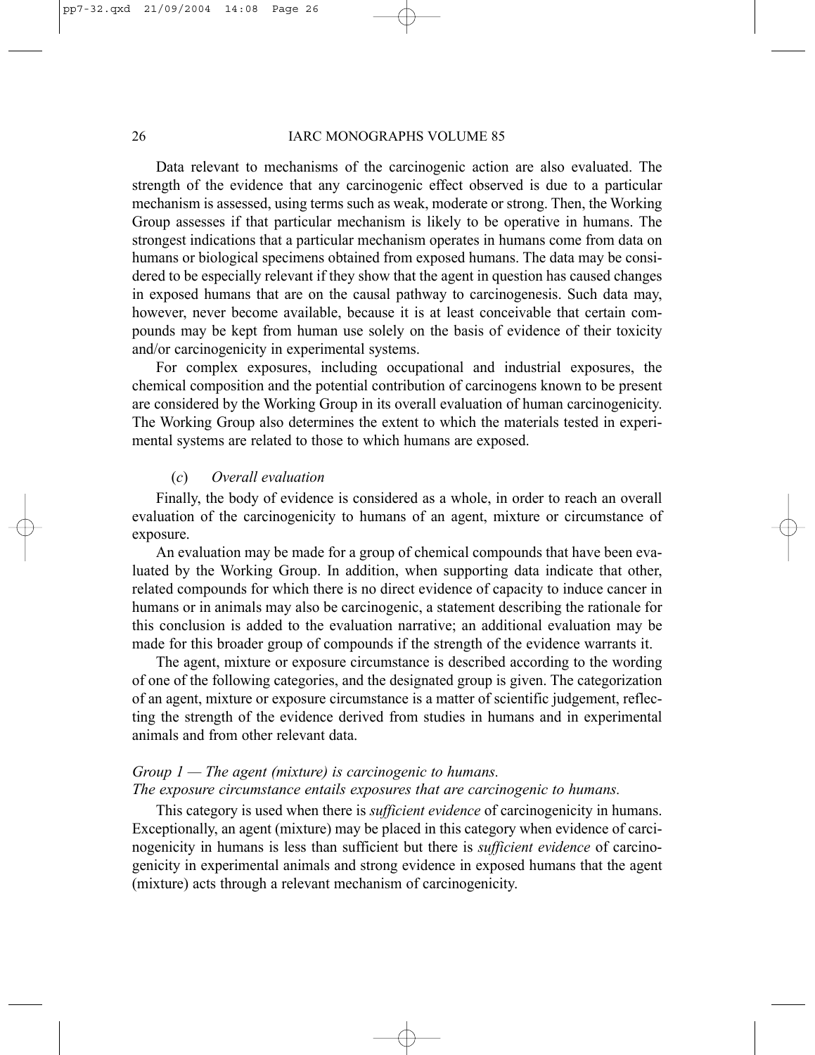Data relevant to mechanisms of the carcinogenic action are also evaluated. The strength of the evidence that any carcinogenic effect observed is due to a particular mechanism is assessed, using terms such as weak, moderate or strong. Then, the Working Group assesses if that particular mechanism is likely to be operative in humans. The strongest indications that a particular mechanism operates in humans come from data on humans or biological specimens obtained from exposed humans. The data may be considered to be especially relevant if they show that the agent in question has caused changes in exposed humans that are on the causal pathway to carcinogenesis. Such data may, however, never become available, because it is at least conceivable that certain compounds may be kept from human use solely on the basis of evidence of their toxicity and/or carcinogenicity in experimental systems.

For complex exposures, including occupational and industrial exposures, the chemical composition and the potential contribution of carcinogens known to be present are considered by the Working Group in its overall evaluation of human carcinogenicity. The Working Group also determines the extent to which the materials tested in experimental systems are related to those to which humans are exposed.

### (*c*) *Overall evaluation*

Finally, the body of evidence is considered as a whole, in order to reach an overall evaluation of the carcinogenicity to humans of an agent, mixture or circumstance of exposure.

An evaluation may be made for a group of chemical compounds that have been evaluated by the Working Group. In addition, when supporting data indicate that other, related compounds for which there is no direct evidence of capacity to induce cancer in humans or in animals may also be carcinogenic, a statement describing the rationale for this conclusion is added to the evaluation narrative; an additional evaluation may be made for this broader group of compounds if the strength of the evidence warrants it.

The agent, mixture or exposure circumstance is described according to the wording of one of the following categories, and the designated group is given. The categorization of an agent, mixture or exposure circumstance is a matter of scientific judgement, reflecting the strength of the evidence derived from studies in humans and in experimental animals and from other relevant data.

*Group 1 — The agent (mixture) is carcinogenic to humans.*
*The exposure circumstance entails exposures that are carcinogenic to humans.*

This category is used when there is *sufficient evidence* of carcinogenicity in humans. Exceptionally, an agent (mixture) may be placed in this category when evidence of carcinogenicity in humans is less than sufficient but there is *sufficient evidence* of carcinogenicity in experimental animals and strong evidence in exposed humans that the agent (mixture) acts through a relevant mechanism of carcinogenicity.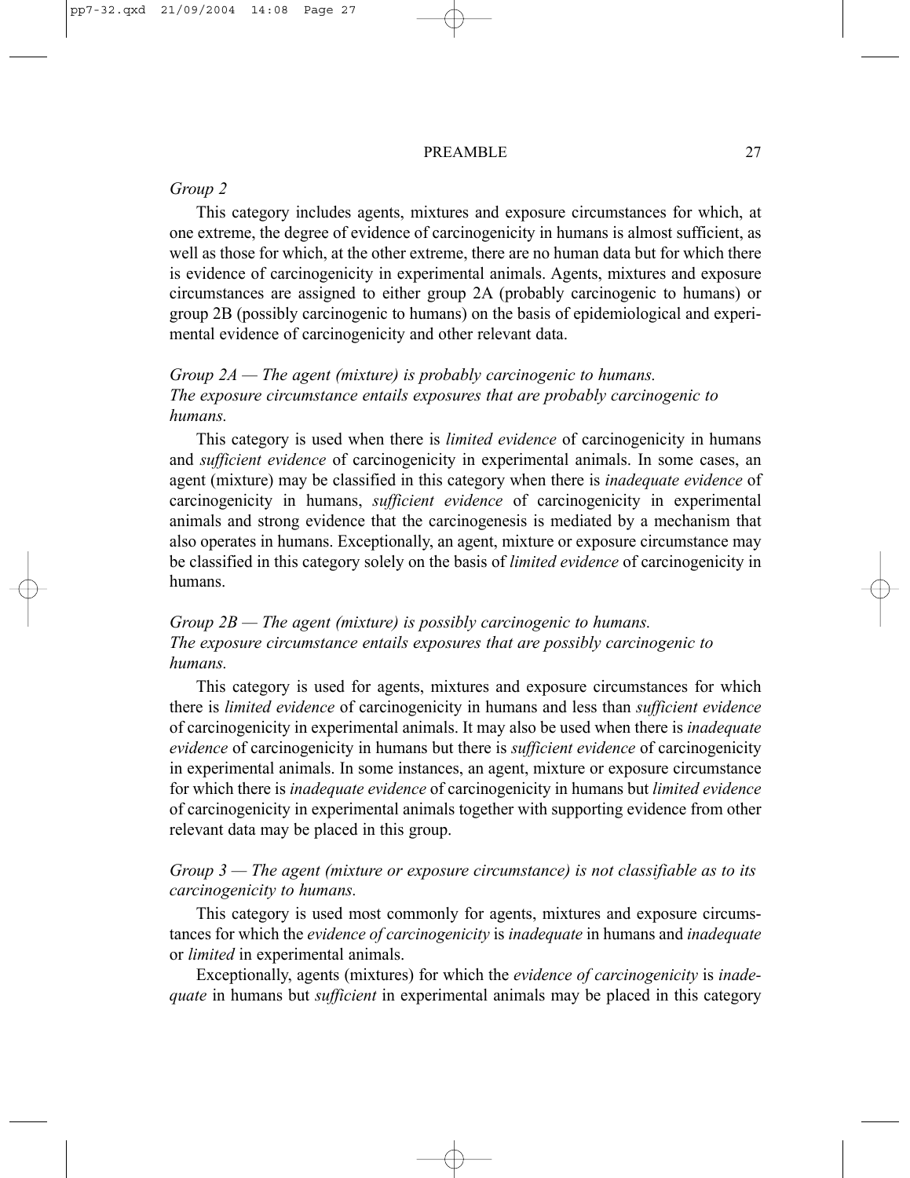*Group 2*

This category includes agents, mixtures and exposure circumstances for which, at one extreme, the degree of evidence of carcinogenicity in humans is almost sufficient, as well as those for which, at the other extreme, there are no human data but for which there is evidence of carcinogenicity in experimental animals. Agents, mixtures and exposure circumstances are assigned to either group 2A (probably carcinogenic to humans) or group 2B (possibly carcinogenic to humans) on the basis of epidemiological and experimental evidence of carcinogenicity and other relevant data.

*Group 2A — The agent (mixture) is probably carcinogenic to humans.*
*The exposure circumstance entails exposures that are probably carcinogenic to humans.*

This category is used when there is *limited evidence* of carcinogenicity in humans and *sufficient evidence* of carcinogenicity in experimental animals. In some cases, an agent (mixture) may be classified in this category when there is *inadequate evidence* of carcinogenicity in humans, *sufficient evidence* of carcinogenicity in experimental animals and strong evidence that the carcinogenesis is mediated by a mechanism that also operates in humans. Exceptionally, an agent, mixture or exposure circumstance may be classified in this category solely on the basis of *limited evidence* of carcinogenicity in humans.

*Group 2B — The agent (mixture) is possibly carcinogenic to humans.*
*The exposure circumstance entails exposures that are possibly carcinogenic to humans.*

This category is used for agents, mixtures and exposure circumstances for which there is *limited evidence* of carcinogenicity in humans and less than *sufficient evidence* of carcinogenicity in experimental animals. It may also be used when there is *inadequate evidence* of carcinogenicity in humans but there is *sufficient evidence* of carcinogenicity in experimental animals. In some instances, an agent, mixture or exposure circumstance for which there is *inadequate evidence* of carcinogenicity in humans but *limited evidence* of carcinogenicity in experimental animals together with supporting evidence from other relevant data may be placed in this group.

*Group 3 — The agent (mixture or exposure circumstance) is not classifiable as to its carcinogenicity to humans.*

This category is used most commonly for agents, mixtures and exposure circumstances for which the *evidence of carcinogenicity* is *inadequate* in humans and *inadequate* or *limited* in experimental animals.

Exceptionally, agents (mixtures) for which the *evidence of carcinogenicity* is *inadequate* in humans but *sufficient* in experimental animals may be placed in this category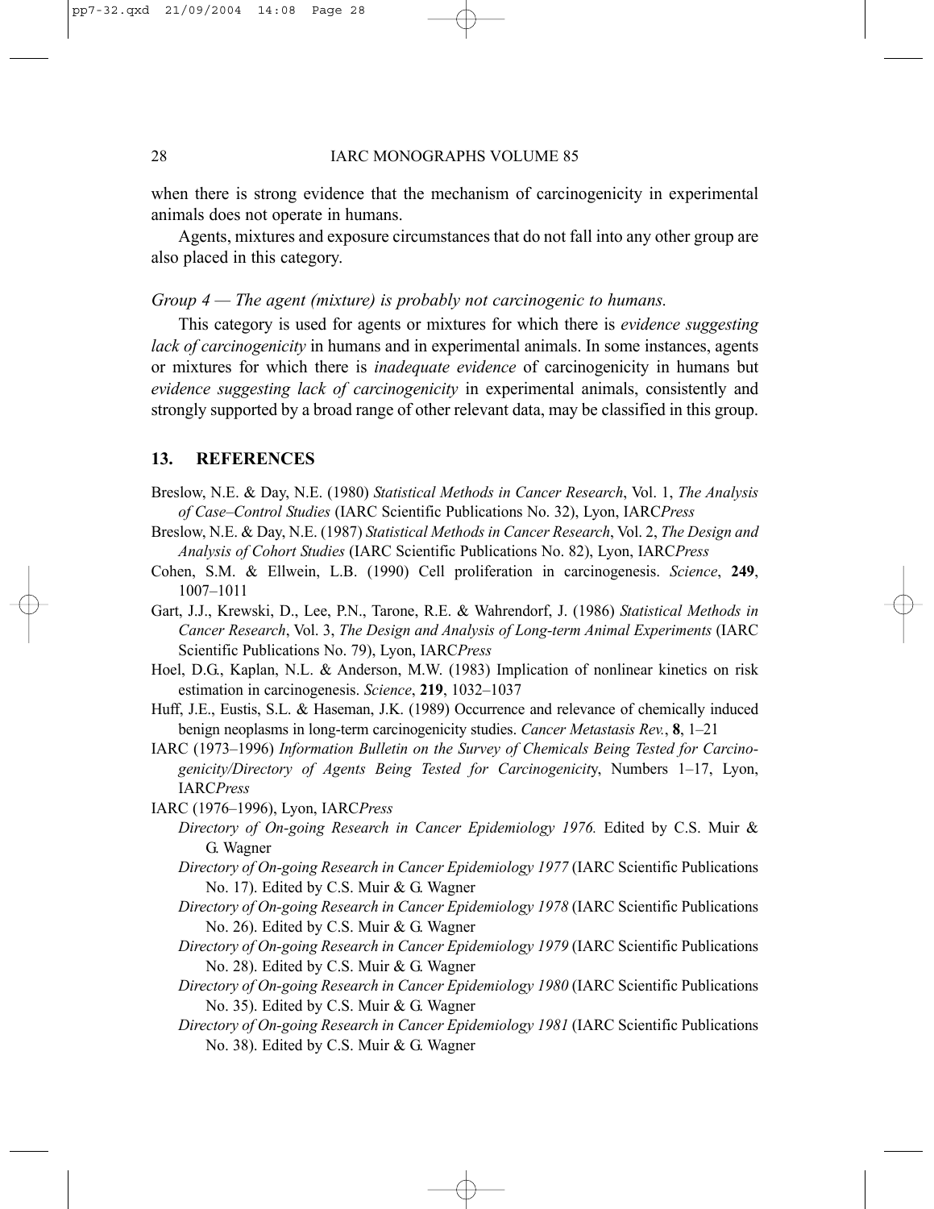when there is strong evidence that the mechanism of carcinogenicity in experimental animals does not operate in humans.

Agents, mixtures and exposure circumstances that do not fall into any other group are also placed in this category.

*Group 4 — The agent (mixture) is probably not carcinogenic to humans.*

This category is used for agents or mixtures for which there is *evidence suggesting lack of carcinogenicity* in humans and in experimental animals. In some instances, agents or mixtures for which there is *inadequate evidence* of carcinogenicity in humans but *evidence suggesting lack of carcinogenicity* in experimental animals, consistently and strongly supported by a broad range of other relevant data, may be classified in this group.

## 13. REFERENCES

Breslow, N.E. & Day, N.E. (1980) *Statistical Methods in Cancer Research*, Vol. 1, *The Analysis of Case–Control Studies* (IARC Scientific Publications No. 32), Lyon, IARC*Press*

Breslow, N.E. & Day, N.E. (1987) *Statistical Methods in Cancer Research*, Vol. 2, *The Design and Analysis of Cohort Studies* (IARC Scientific Publications No. 82), Lyon, IARC*Press*

Cohen, S.M. & Ellwein, L.B. (1990) Cell proliferation in carcinogenesis. *Science*, **249**, 1007–1011

Gart, J.J., Krewski, D., Lee, P.N., Tarone, R.E. & Wahrendorf, J. (1986) *Statistical Methods in Cancer Research*, Vol. 3, *The Design and Analysis of Long-term Animal Experiments* (IARC Scientific Publications No. 79), Lyon, IARC*Press*

Hoel, D.G., Kaplan, N.L. & Anderson, M.W. (1983) Implication of nonlinear kinetics on risk estimation in carcinogenesis. *Science*, **219**, 1032–1037

Huff, J.E., Eustis, S.L. & Haseman, J.K. (1989) Occurrence and relevance of chemically induced benign neoplasms in long-term carcinogenicity studies. *Cancer Metastasis Rev.*, **8**, 1–21

IARC (1973–1996) *Information Bulletin on the Survey of Chemicals Being Tested for Carcinogenicity/Directory of Agents Being Tested for Carcinogenicity*, Numbers 1–17, Lyon, IARC*Press*

IARC (1976–1996), Lyon, IARC*Press*

*Directory of On-going Research in Cancer Epidemiology 1976.* Edited by C.S. Muir & G. Wagner

*Directory of On-going Research in Cancer Epidemiology 1977* (IARC Scientific Publications No. 17). Edited by C.S. Muir & G. Wagner

*Directory of On-going Research in Cancer Epidemiology 1978* (IARC Scientific Publications No. 26). Edited by C.S. Muir & G. Wagner

*Directory of On-going Research in Cancer Epidemiology 1979* (IARC Scientific Publications No. 28). Edited by C.S. Muir & G. Wagner

*Directory of On-going Research in Cancer Epidemiology 1980* (IARC Scientific Publications No. 35). Edited by C.S. Muir & G. Wagner

*Directory of On-going Research in Cancer Epidemiology 1981* (IARC Scientific Publications No. 38). Edited by C.S. Muir & G. Wagner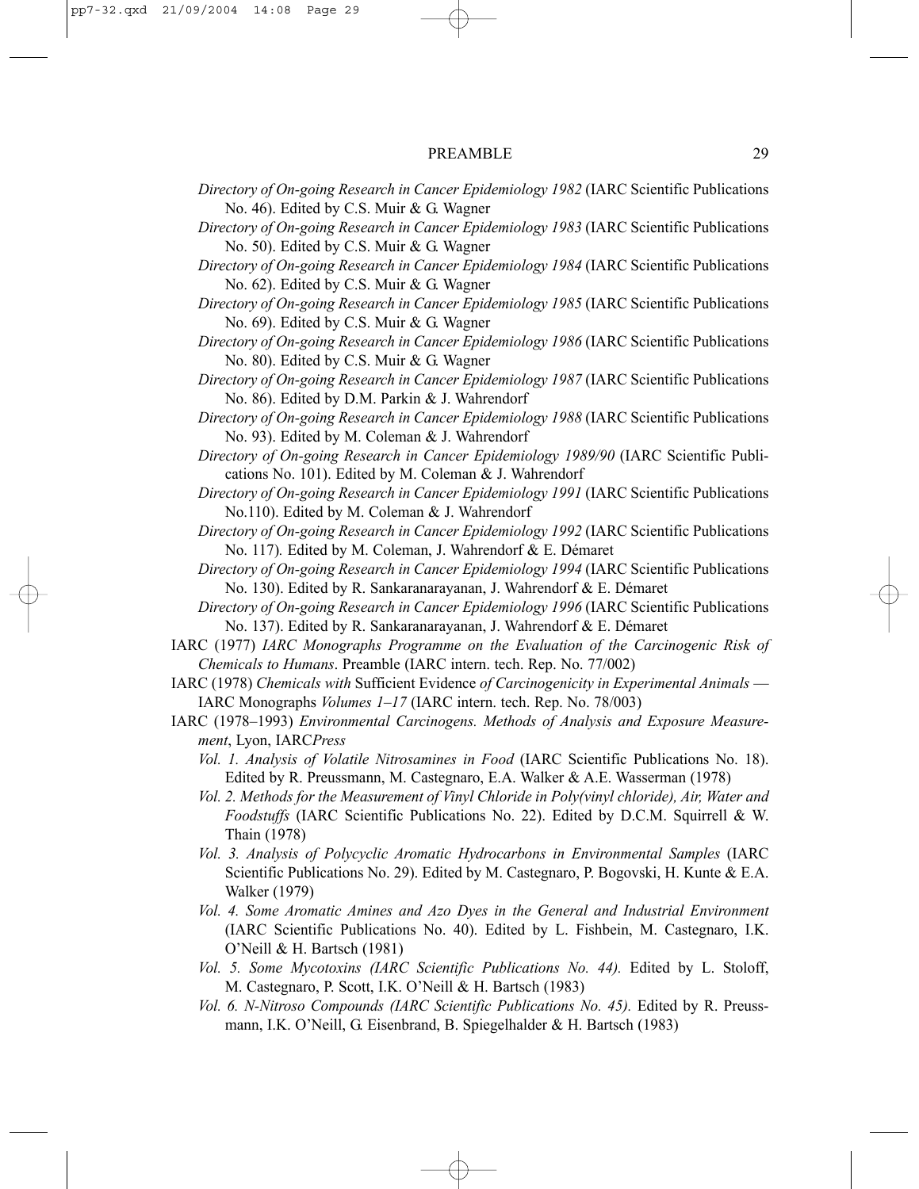*Directory of On-going Research in Cancer Epidemiology 1982* (IARC Scientific Publications No. 46). Edited by C.S. Muir & G. Wagner

*Directory of On-going Research in Cancer Epidemiology 1983* (IARC Scientific Publications No. 50). Edited by C.S. Muir & G. Wagner

*Directory of On-going Research in Cancer Epidemiology 1984* (IARC Scientific Publications No. 62). Edited by C.S. Muir & G. Wagner

*Directory of On-going Research in Cancer Epidemiology 1985* (IARC Scientific Publications No. 69). Edited by C.S. Muir & G. Wagner

*Directory of On-going Research in Cancer Epidemiology 1986* (IARC Scientific Publications No. 80). Edited by C.S. Muir & G. Wagner

*Directory of On-going Research in Cancer Epidemiology 1987* (IARC Scientific Publications No. 86). Edited by D.M. Parkin & J. Wahrendorf

*Directory of On-going Research in Cancer Epidemiology 1988* (IARC Scientific Publications No. 93). Edited by M. Coleman & J. Wahrendorf

*Directory of On-going Research in Cancer Epidemiology 1989/90* (IARC Scientific Publications No. 101). Edited by M. Coleman & J. Wahrendorf

*Directory of On-going Research in Cancer Epidemiology 1991* (IARC Scientific Publications No.110). Edited by M. Coleman & J. Wahrendorf

*Directory of On-going Research in Cancer Epidemiology 1992* (IARC Scientific Publications No. 117). Edited by M. Coleman, J. Wahrendorf & E. Démaret

*Directory of On-going Research in Cancer Epidemiology 1994* (IARC Scientific Publications No. 130). Edited by R. Sankaranarayanan, J. Wahrendorf & E. Démaret

*Directory of On-going Research in Cancer Epidemiology 1996* (IARC Scientific Publications No. 137). Edited by R. Sankaranarayanan, J. Wahrendorf & E. Démaret

IARC (1977) *IARC Monographs Programme on the Evaluation of the Carcinogenic Risk of Chemicals to Humans*. Preamble (IARC intern. tech. Rep. No. 77/002)

IARC (1978) *Chemicals with* Sufficient Evidence *of Carcinogenicity in Experimental Animals* — IARC Monographs *Volumes 1–17* (IARC intern. tech. Rep. No. 78/003)

IARC (1978–1993) *Environmental Carcinogens. Methods of Analysis and Exposure Measurement*, Lyon, IARC*Press*

*Vol. 1. Analysis of Volatile Nitrosamines in Food* (IARC Scientific Publications No. 18). Edited by R. Preussmann, M. Castegnaro, E.A. Walker & A.E. Wasserman (1978)

*Vol. 2. Methods for the Measurement of Vinyl Chloride in Poly(vinyl chloride), Air, Water and Foodstuffs* (IARC Scientific Publications No. 22). Edited by D.C.M. Squirrell & W. Thain (1978)

*Vol. 3. Analysis of Polycyclic Aromatic Hydrocarbons in Environmental Samples* (IARC Scientific Publications No. 29). Edited by M. Castegnaro, P. Bogovski, H. Kunte & E.A. Walker (1979)

*Vol. 4. Some Aromatic Amines and Azo Dyes in the General and Industrial Environment* (IARC Scientific Publications No. 40). Edited by L. Fishbein, M. Castegnaro, I.K. O'Neill & H. Bartsch (1981)

*Vol. 5. Some Mycotoxins (IARC Scientific Publications No. 44).* Edited by L. Stoloff, M. Castegnaro, P. Scott, I.K. O'Neill & H. Bartsch (1983)

*Vol. 6. N-Nitroso Compounds (IARC Scientific Publications No. 45).* Edited by R. Preussmann, I.K. O'Neill, G. Eisenbrand, B. Spiegelhalder & H. Bartsch (1983)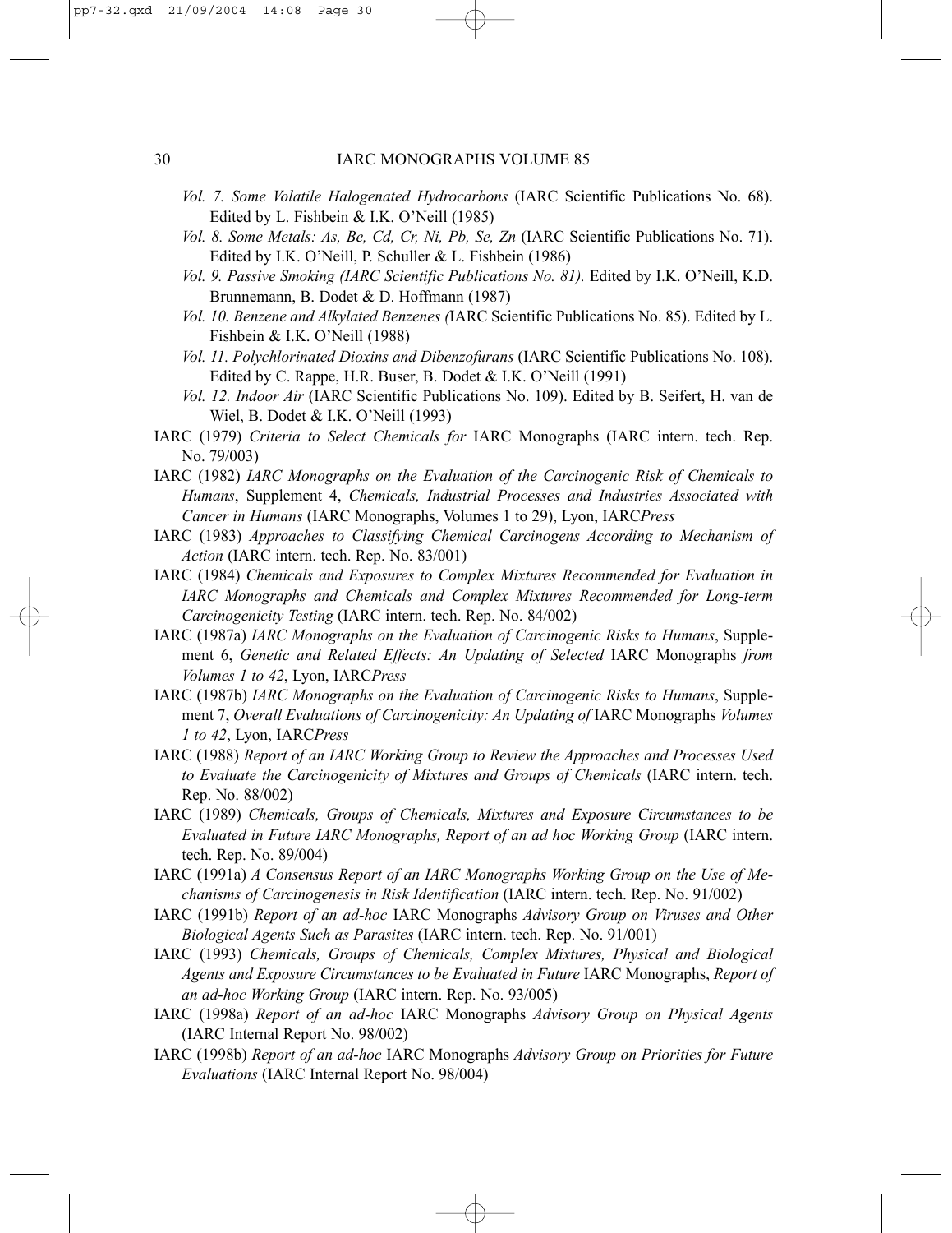*Vol. 7. Some Volatile Halogenated Hydrocarbons* (IARC Scientific Publications No. 68). Edited by L. Fishbein & I.K. O'Neill (1985)

*Vol. 8. Some Metals: As, Be, Cd, Cr, Ni, Pb, Se, Zn* (IARC Scientific Publications No. 71). Edited by I.K. O'Neill, P. Schuller & L. Fishbein (1986)

*Vol. 9. Passive Smoking (IARC Scientific Publications No. 81).* Edited by I.K. O'Neill, K.D. Brunnemann, B. Dodet & D. Hoffmann (1987)

*Vol. 10. Benzene and Alkylated Benzenes (*IARC Scientific Publications No. 85). Edited by L. Fishbein & I.K. O'Neill (1988)

*Vol. 11. Polychlorinated Dioxins and Dibenzofurans* (IARC Scientific Publications No. 108). Edited by C. Rappe, H.R. Buser, B. Dodet & I.K. O'Neill (1991)

*Vol. 12. Indoor Air* (IARC Scientific Publications No. 109). Edited by B. Seifert, H. van de Wiel, B. Dodet & I.K. O'Neill (1993)

IARC (1979) *Criteria to Select Chemicals for* IARC Monographs (IARC intern. tech. Rep. No. 79/003)

IARC (1982) *IARC Monographs on the Evaluation of the Carcinogenic Risk of Chemicals to Humans*, Supplement 4, *Chemicals, Industrial Processes and Industries Associated with Cancer in Humans* (IARC Monographs, Volumes 1 to 29), Lyon, IARC*Press*

IARC (1983) *Approaches to Classifying Chemical Carcinogens According to Mechanism of Action* (IARC intern. tech. Rep. No. 83/001)

IARC (1984) *Chemicals and Exposures to Complex Mixtures Recommended for Evaluation in IARC Monographs and Chemicals and Complex Mixtures Recommended for Long-term Carcinogenicity Testing* (IARC intern. tech. Rep. No. 84/002)

IARC (1987a) *IARC Monographs on the Evaluation of Carcinogenic Risks to Humans*, Supplement 6, *Genetic and Related Effects: An Updating of Selected* IARC Monographs *from Volumes 1 to 42*, Lyon, IARC*Press*

IARC (1987b) *IARC Monographs on the Evaluation of Carcinogenic Risks to Humans*, Supplement 7, *Overall Evaluations of Carcinogenicity: An Updating of* IARC Monographs *Volumes 1 to 42*, Lyon, IARC*Press*

IARC (1988) *Report of an IARC Working Group to Review the Approaches and Processes Used to Evaluate the Carcinogenicity of Mixtures and Groups of Chemicals* (IARC intern. tech. Rep. No. 88/002)

IARC (1989) *Chemicals, Groups of Chemicals, Mixtures and Exposure Circumstances to be Evaluated in Future IARC Monographs, Report of an ad hoc Working Group* (IARC intern. tech. Rep. No. 89/004)

IARC (1991a) *A Consensus Report of an IARC Monographs Working Group on the Use of Mechanisms of Carcinogenesis in Risk Identification* (IARC intern. tech. Rep. No. 91/002)

IARC (1991b) *Report of an ad-hoc* IARC Monographs *Advisory Group on Viruses and Other Biological Agents Such as Parasites* (IARC intern. tech. Rep. No. 91/001)

IARC (1993) *Chemicals, Groups of Chemicals, Complex Mixtures, Physical and Biological Agents and Exposure Circumstances to be Evaluated in Future* IARC Monographs, *Report of an ad-hoc Working Group* (IARC intern. Rep. No. 93/005)

IARC (1998a) *Report of an ad-hoc* IARC Monographs *Advisory Group on Physical Agents* (IARC Internal Report No. 98/002)

IARC (1998b) *Report of an ad-hoc* IARC Monographs *Advisory Group on Priorities for Future Evaluations* (IARC Internal Report No. 98/004)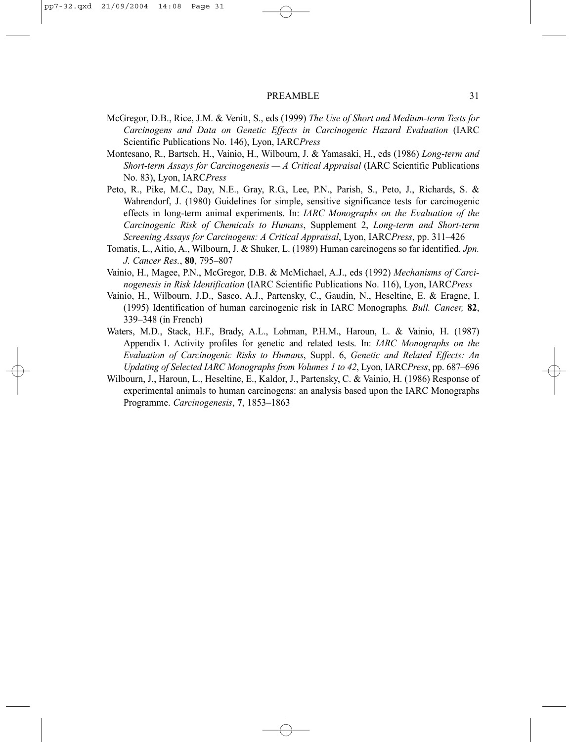McGregor, D.B., Rice, J.M. & Venitt, S., eds (1999) *The Use of Short and Medium-term Tests for Carcinogens and Data on Genetic Effects in Carcinogenic Hazard Evaluation* (IARC Scientific Publications No. 146), Lyon, IARC*Press*

Montesano, R., Bartsch, H., Vainio, H., Wilbourn, J. & Yamasaki, H., eds (1986) *Long-term and Short-term Assays for Carcinogenesis — A Critical Appraisal* (IARC Scientific Publications No. 83), Lyon, IARC*Press*

Peto, R., Pike, M.C., Day, N.E., Gray, R.G., Lee, P.N., Parish, S., Peto, J., Richards, S. & Wahrendorf, J. (1980) Guidelines for simple, sensitive significance tests for carcinogenic effects in long-term animal experiments. In: *IARC Monographs on the Evaluation of the Carcinogenic Risk of Chemicals to Humans*, Supplement 2, *Long-term and Short-term Screening Assays for Carcinogens: A Critical Appraisal*, Lyon, IARC*Press*, pp. 311–426

Tomatis, L., Aitio, A., Wilbourn, J. & Shuker, L. (1989) Human carcinogens so far identified. *Jpn. J. Cancer Res.*, **80**, 795–807

Vainio, H., Magee, P.N., McGregor, D.B. & McMichael, A.J., eds (1992) *Mechanisms of Carcinogenesis in Risk Identification* (IARC Scientific Publications No. 116), Lyon, IARC*Press*

Vainio, H., Wilbourn, J.D., Sasco, A.J., Partensky, C., Gaudin, N., Heseltine, E. & Eragne, I. (1995) Identification of human carcinogenic risk in IARC Monographs*. Bull. Cancer,* **82**, 339–348 (in French)

Waters, M.D., Stack, H.F., Brady, A.L., Lohman, P.H.M., Haroun, L. & Vainio, H. (1987) Appendix 1. Activity profiles for genetic and related tests. In: *IARC Monographs on the Evaluation of Carcinogenic Risks to Humans*, Suppl. 6, *Genetic and Related Effects: An Updating of Selected IARC Monographs from Volumes 1 to 42*, Lyon, IARC*Press*, pp. 687–696

Wilbourn, J., Haroun, L., Heseltine, E., Kaldor, J., Partensky, C. & Vainio, H. (1986) Response of experimental animals to human carcinogens: an analysis based upon the IARC Monographs Programme. *Carcinogenesis*, **7**, 1853–1863